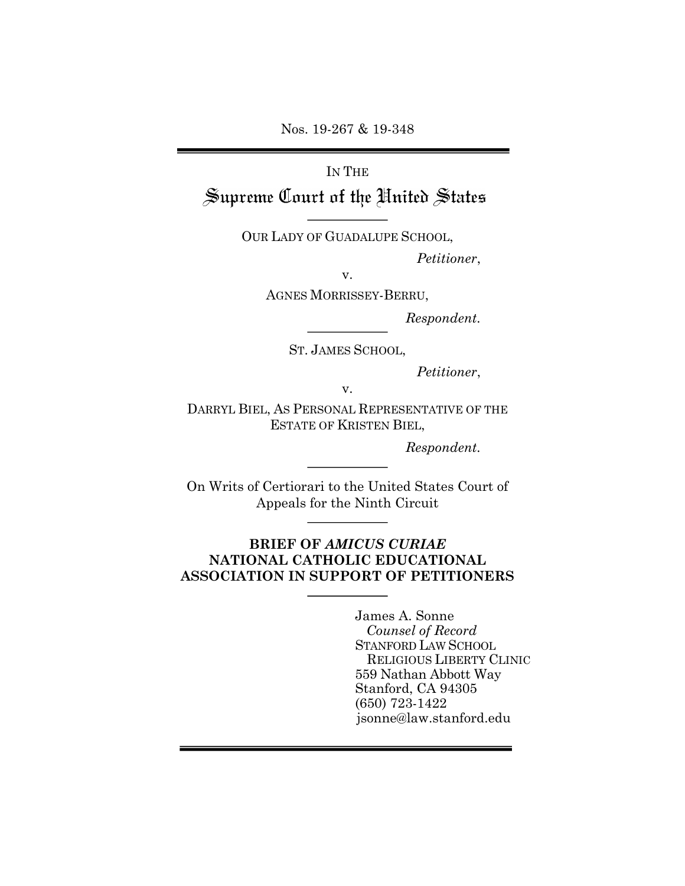Nos. 19-267 & 19-348

IN THE

# Supreme Court of the United States

OUR LADY OF GUADALUPE SCHOOL,

*Petitioner*,

v.

AGNES MORRISSEY-BERRU,

*Respondent*.

ST. JAMES SCHOOL,

*Petitioner*,

v.

DARRYL BIEL, AS PERSONAL REPRESENTATIVE OF THE ESTATE OF KRISTEN BIEL,

*Respondent*.

On Writs of Certiorari to the United States Court of Appeals for the Ninth Circuit

**BRIEF OF *AMICUS CURIAE* NATIONAL CATHOLIC EDUCATIONAL ASSOCIATION IN SUPPORT OF PETITIONERS**

James A. Sonne
*Counsel of Record*
STANFORD LAW SCHOOL
RELIGIOUS LIBERTY CLINIC
559 Nathan Abbott Way
Stanford, CA 94305
(650) 723-1422
jsonne@law.stanford.edu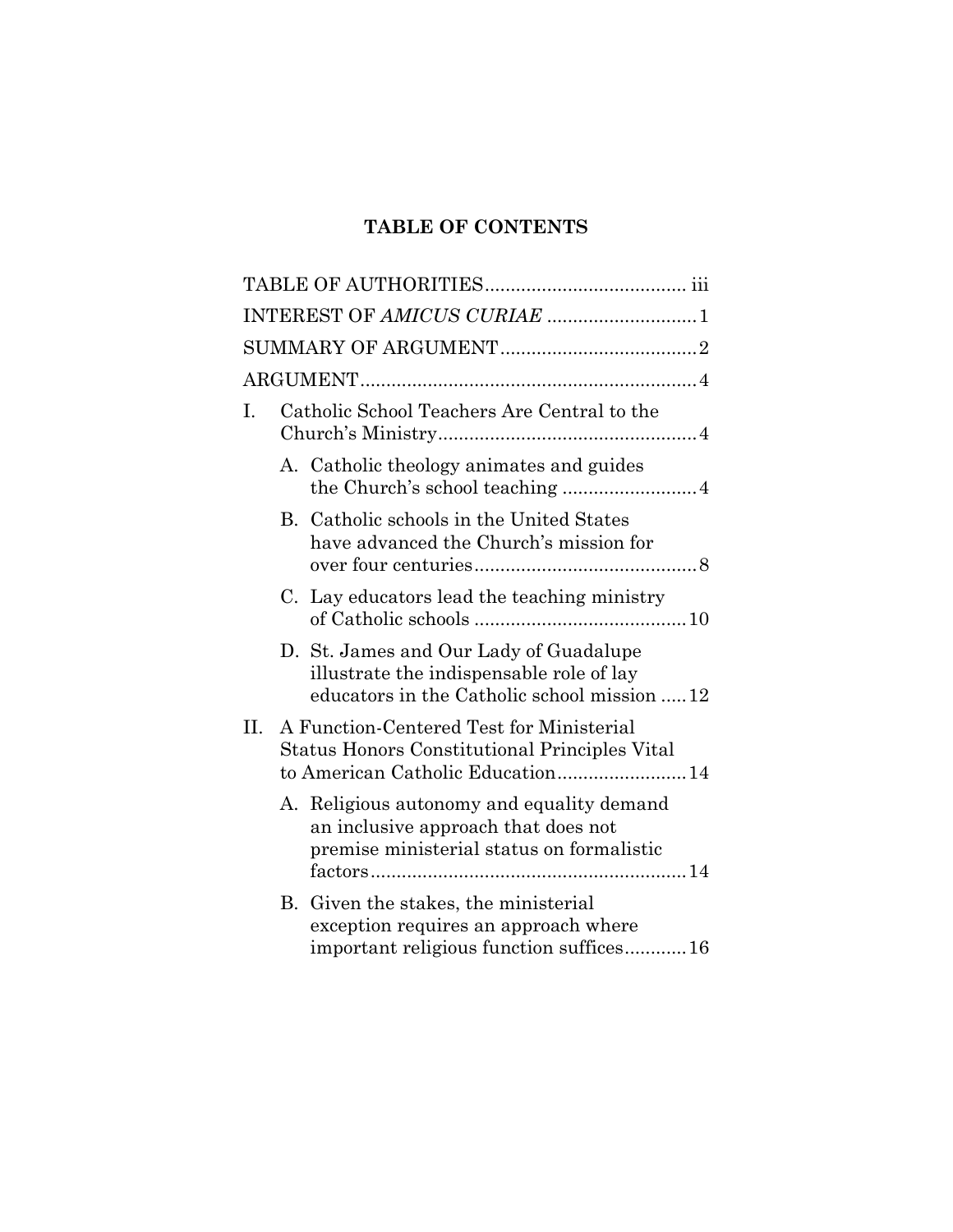# TABLE OF CONTENTS

TABLE OF AUTHORITIES ...................................... iii

INTEREST OF *AMICUS CURIAE* ............................. 1

SUMMARY OF ARGUMENT ...................................... 2

ARGUMENT ................................................................. 4

I. Catholic School Teachers Are Central to the Church's Ministry .................................................. 4

   A. Catholic theology animates and guides the Church's school teaching .......................... 4

   B. Catholic schools in the United States have advanced the Church's mission for over four centuries ........................................... 8

   C. Lay educators lead the teaching ministry of Catholic schools .......................................... 10

   D. St. James and Our Lady of Guadalupe illustrate the indispensable role of lay educators in the Catholic school mission ..... 12

II. A Function-Centered Test for Ministerial Status Honors Constitutional Principles Vital to American Catholic Education ......................... 14

   A. Religious autonomy and equality demand an inclusive approach that does not premise ministerial status on formalistic factors ............................................................. 14

   B. Given the stakes, the ministerial exception requires an approach where important religious function suffices ............ 16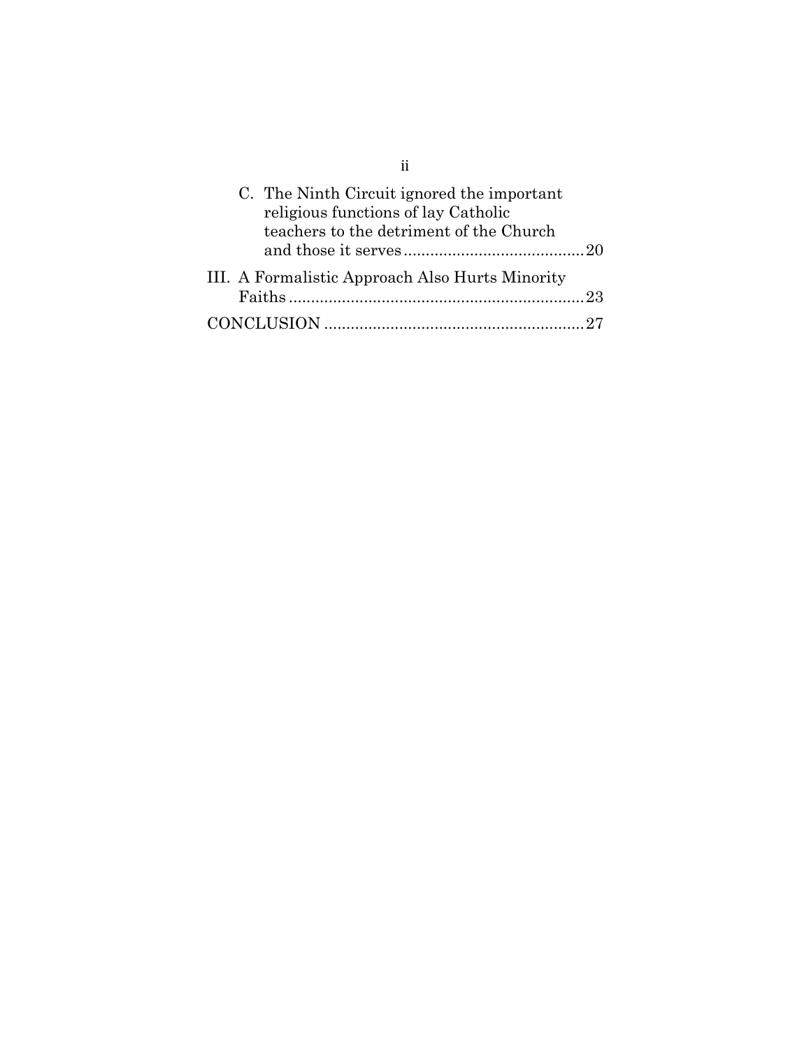C. The Ninth Circuit ignored the important religious functions of lay Catholic teachers to the detriment of the Church and those it serves .......... 20

III. A Formalistic Approach Also Hurts Minority Faiths .......... 23

CONCLUSION .......... 27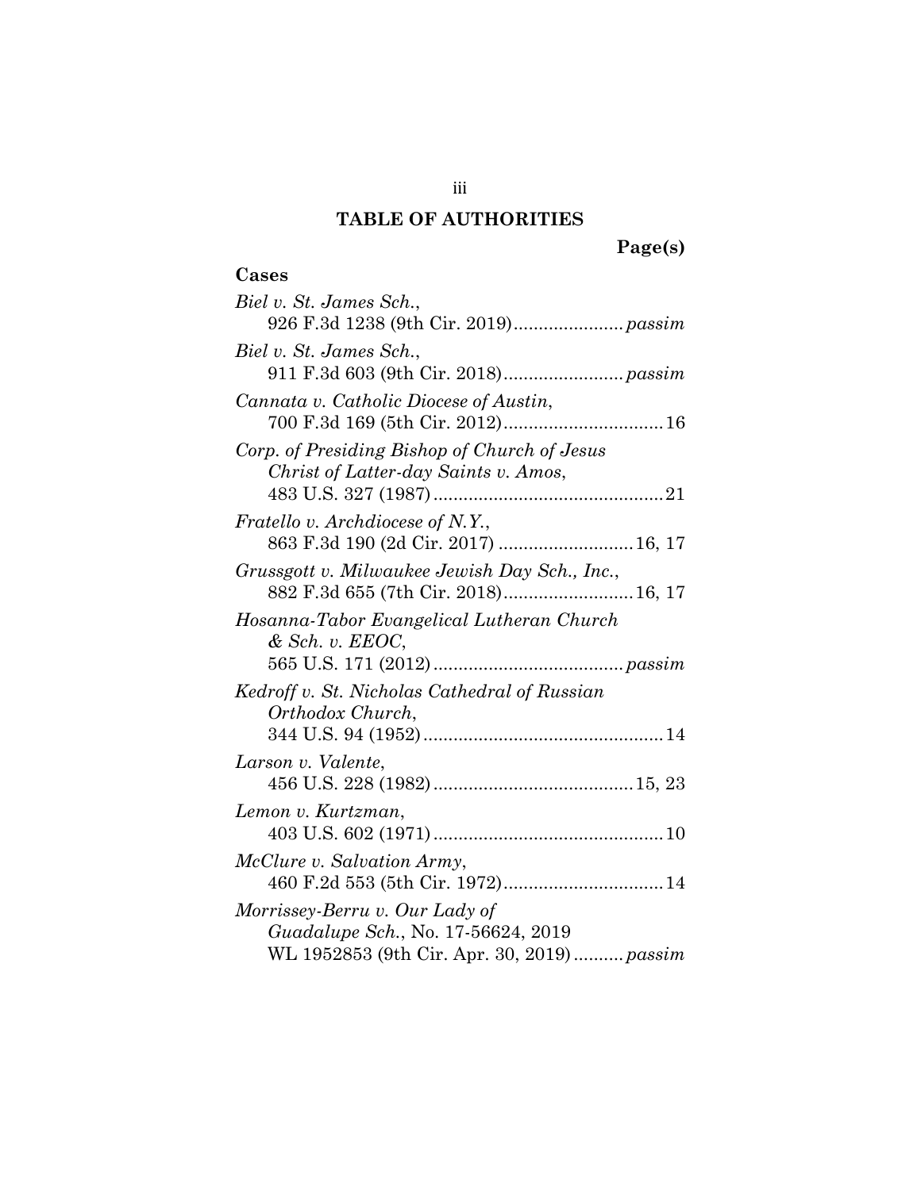# TABLE OF AUTHORITIES

**Page(s)**

## Cases

*Biel v. St. James Sch.*,
926 F.3d 1238 (9th Cir. 2019)...................... *passim*

*Biel v. St. James Sch.*,
911 F.3d 603 (9th Cir. 2018)........................ *passim*

*Cannata v. Catholic Diocese of Austin*,
700 F.3d 169 (5th Cir. 2012)................................ 16

*Corp. of Presiding Bishop of Church of Jesus Christ of Latter-day Saints v. Amos*,
483 U.S. 327 (1987).............................................. 21

*Fratello v. Archdiocese of N.Y.*,
863 F.3d 190 (2d Cir. 2017) ........................... 16, 17

*Grussgott v. Milwaukee Jewish Day Sch., Inc.*,
882 F.3d 655 (7th Cir. 2018).......................... 16, 17

*Hosanna-Tabor Evangelical Lutheran Church & Sch. v. EEOC*,
565 U.S. 171 (2012)...................................... *passim*

*Kedroff v. St. Nicholas Cathedral of Russian Orthodox Church*,
344 U.S. 94 (1952)................................................ 14

*Larson v. Valente*,
456 U.S. 228 (1982)........................................ 15, 23

*Lemon v. Kurtzman*,
403 U.S. 602 (1971).............................................. 10

*McClure v. Salvation Army*,
460 F.2d 553 (5th Cir. 1972)................................ 14

*Morrissey-Berru v. Our Lady of Guadalupe Sch.*, No. 17-56624, 2019 WL 1952853 (9th Cir. Apr. 30, 2019).......... *passim*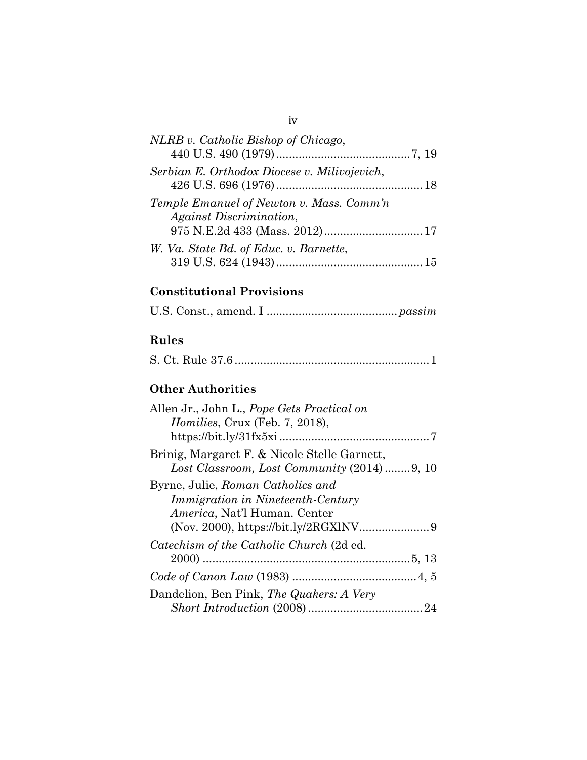*NLRB v. Catholic Bishop of Chicago*, 440 U.S. 490 (1979) .......................................... 7, 19

*Serbian E. Orthodox Diocese v. Milivojevich*, 426 U.S. 696 (1976) .............................................. 18

*Temple Emanuel of Newton v. Mass. Comm'n Against Discrimination*, 975 N.E.2d 433 (Mass. 2012) ............................... 17

*W. Va. State Bd. of Educ. v. Barnette*, 319 U.S. 624 (1943) .............................................. 15

## Constitutional Provisions

U.S. Const., amend. I ......................................... *passim*

## Rules

S. Ct. Rule 37.6 ............................................................ 1

## Other Authorities

Allen Jr., John L., *Pope Gets Practical on Homilies*, Crux (Feb. 7, 2018), https://bit.ly/31fx5xi ............................................... 7

Brinig, Margaret F. & Nicole Stelle Garnett, *Lost Classroom, Lost Community* (2014) ........ 9, 10

Byrne, Julie, *Roman Catholics and Immigration in Nineteenth-Century America*, Nat'l Human. Center (Nov. 2000), https://bit.ly/2RGXlNV...................... 9

*Catechism of the Catholic Church* (2d ed. 2000) ................................................................ 5, 13

*Code of Canon Law* (1983) ....................................... 4, 5

Dandelion, Ben Pink, *The Quakers: A Very Short Introduction* (2008) .................................... 24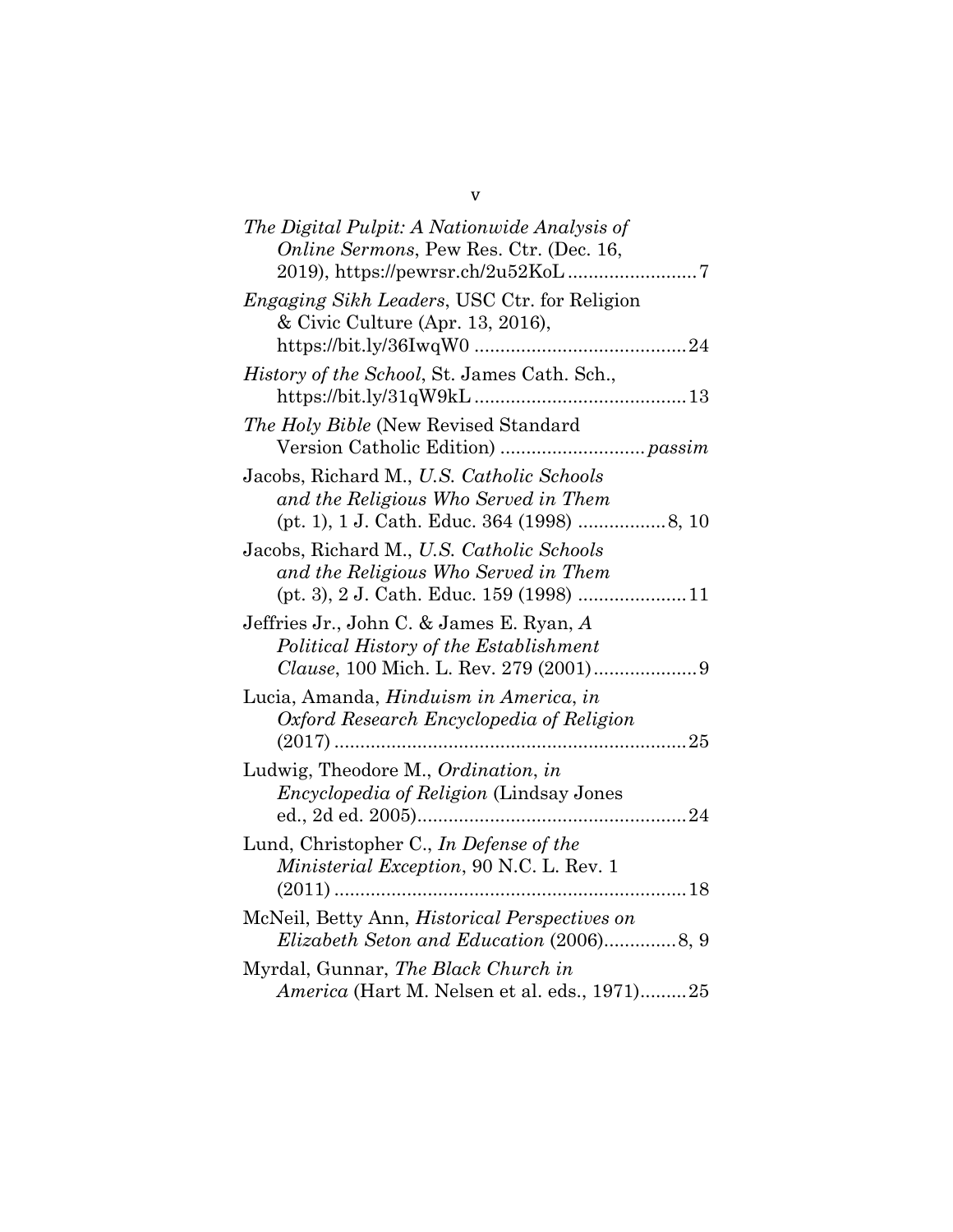*The Digital Pulpit: A Nationwide Analysis of Online Sermons*, Pew Res. Ctr. (Dec. 16, 2019), https://pewrsr.ch/2u52KoL ........................ 7

*Engaging Sikh Leaders*, USC Ctr. for Religion & Civic Culture (Apr. 13, 2016), https://bit.ly/36IwqW0 ........................................ 24

*History of the School*, St. James Cath. Sch., https://bit.ly/31qW9kL ........................................ 13

*The Holy Bible* (New Revised Standard Version Catholic Edition) ........................... *passim*

Jacobs, Richard M., *U.S. Catholic Schools and the Religious Who Served in Them* (pt. 1), 1 J. Cath. Educ. 364 (1998) ................ 8, 10

Jacobs, Richard M., *U.S. Catholic Schools and the Religious Who Served in Them* (pt. 3), 2 J. Cath. Educ. 159 (1998) .................... 11

Jeffries Jr., John C. & James E. Ryan, *A Political History of the Establishment Clause*, 100 Mich. L. Rev. 279 (2001) ................... 9

Lucia, Amanda, *Hinduism in America*, *in Oxford Research Encyclopedia of Religion* (2017) .................................................................... 25

Ludwig, Theodore M., *Ordination*, *in Encyclopedia of Religion* (Lindsay Jones ed., 2d ed. 2005) .................................................... 24

Lund, Christopher C., *In Defense of the Ministerial Exception*, 90 N.C. L. Rev. 1 (2011) .................................................................... 18

McNeil, Betty Ann, *Historical Perspectives on Elizabeth Seton and Education* (2006) ............. 8, 9

Myrdal, Gunnar, *The Black Church in America* (Hart M. Nelsen et al. eds., 1971) ......... 25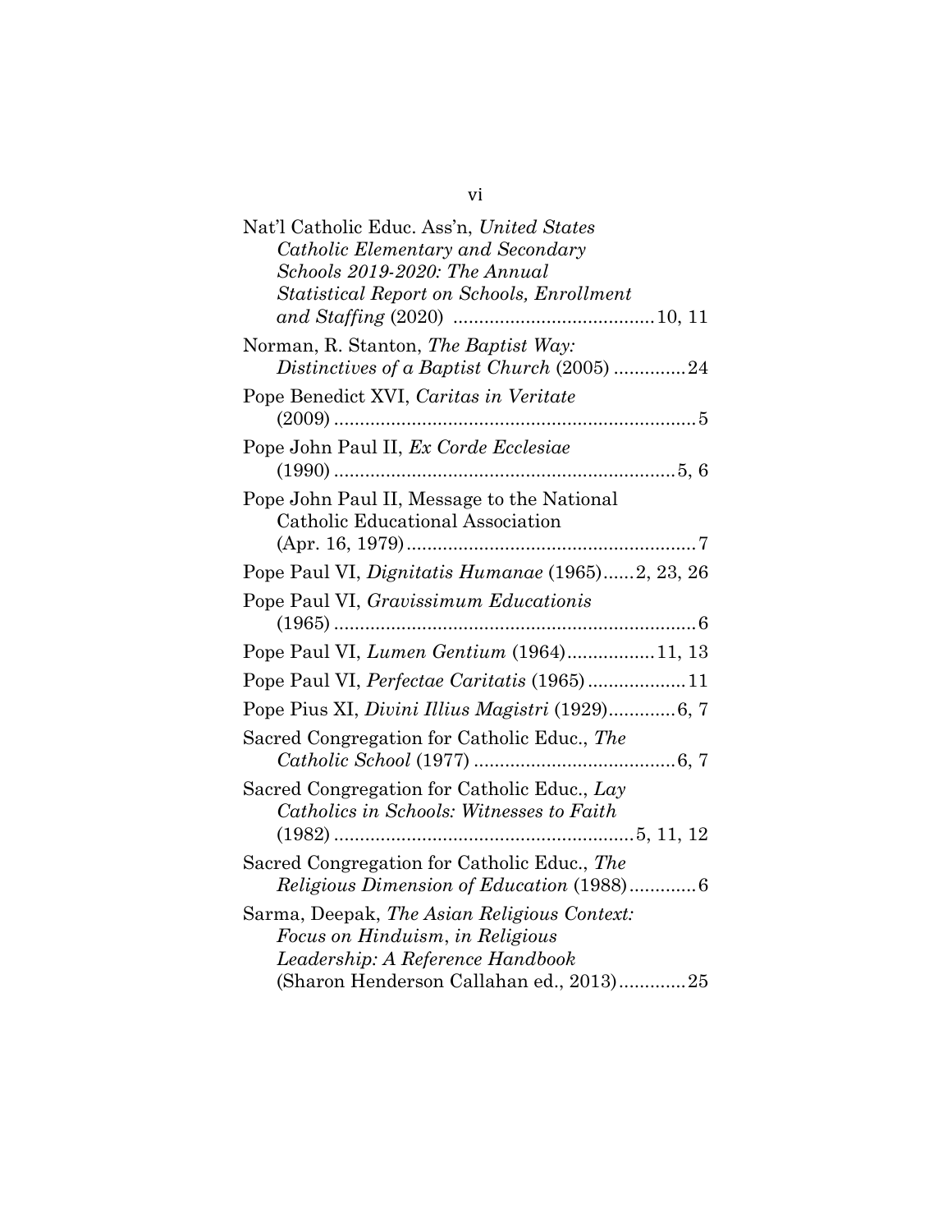Nat'l Catholic Educ. Ass'n, *United States Catholic Elementary and Secondary Schools 2019-2020: The Annual Statistical Report on Schools, Enrollment and Staffing* (2020) ....................................... 10, 11

Norman, R. Stanton, *The Baptist Way: Distinctives of a Baptist Church* (2005) ............. 24

Pope Benedict XVI, *Caritas in Veritate* (2009) ....................................................................... 5

Pope John Paul II, *Ex Corde Ecclesiae* (1990) .................................................................. 5, 6

Pope John Paul II, Message to the National Catholic Educational Association (Apr. 16, 1979) ........................................................ 7

Pope Paul VI, *Dignitatis Humanae* (1965) ...... 2, 23, 26

Pope Paul VI, *Gravissimum Educationis* (1965) ....................................................................... 6

Pope Paul VI, *Lumen Gentium* (1964) ................. 11, 13

Pope Paul VI, *Perfectae Caritatis* (1965) ................... 11

Pope Pius XI, *Divini Illius Magistri* (1929) ............. 6, 7

Sacred Congregation for Catholic Educ., *The Catholic School* (1977) ....................................... 6, 7

Sacred Congregation for Catholic Educ., *Lay Catholics in Schools: Witnesses to Faith* (1982) .......................................................... 5, 11, 12

Sacred Congregation for Catholic Educ., *The Religious Dimension of Education* (1988) ............. 6

Sarma, Deepak, *The Asian Religious Context: Focus on Hinduism*, in *Religious Leadership: A Reference Handbook* (Sharon Henderson Callahan ed., 2013) ............. 25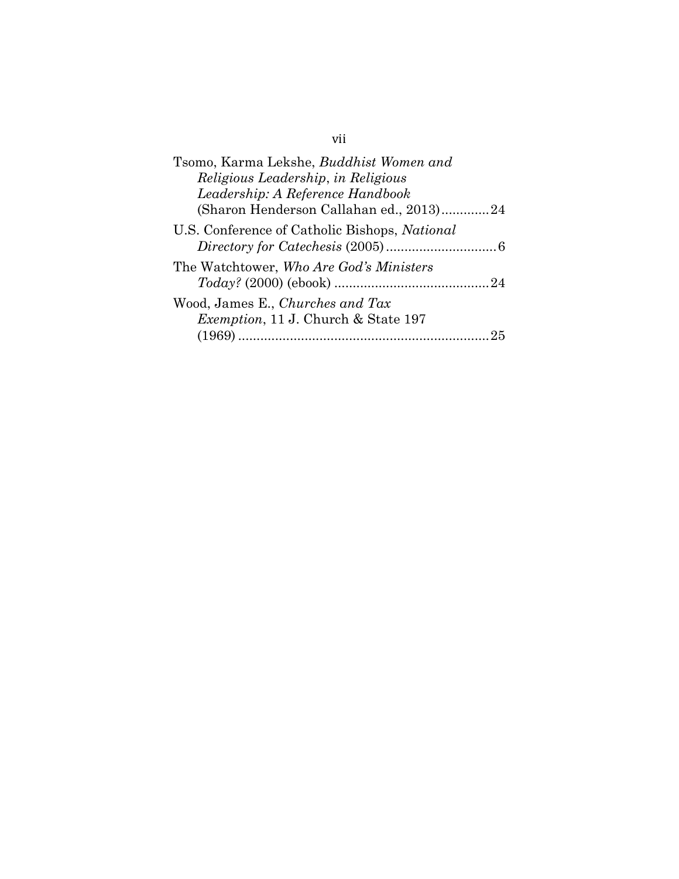Tsomo, Karma Lekshe, *Buddhist Women and Religious Leadership*, *in Religious Leadership: A Reference Handbook* (Sharon Henderson Callahan ed., 2013).............24

U.S. Conference of Catholic Bishops, *National Directory for Catechesis* (2005)..............................6

The Watchtower, *Who Are God's Ministers Today?* (2000) (ebook) ..........................................24

Wood, James E., *Churches and Tax Exemption*, 11 J. Church & State 197 (1969)....................................................................25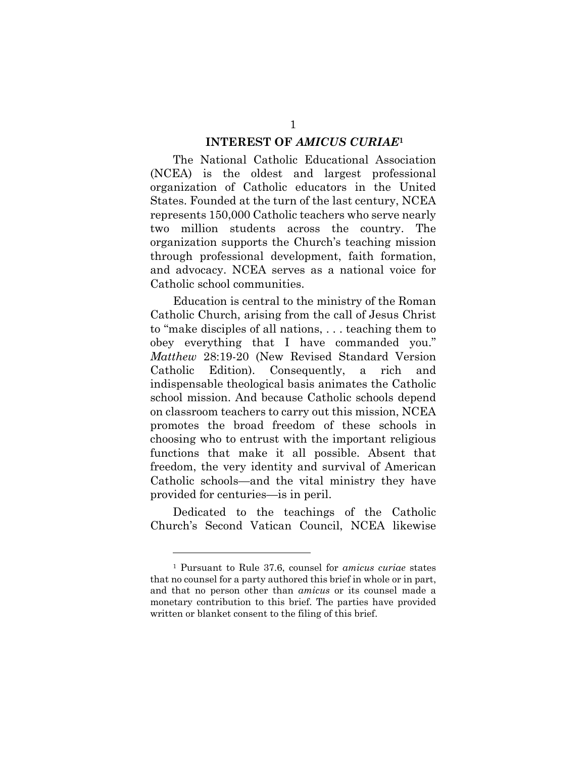## INTEREST OF *AMICUS CURIAE*[1]

The National Catholic Educational Association (NCEA) is the oldest and largest professional organization of Catholic educators in the United States. Founded at the turn of the last century, NCEA represents 150,000 Catholic teachers who serve nearly two million students across the country. The organization supports the Church's teaching mission through professional development, faith formation, and advocacy. NCEA serves as a national voice for Catholic school communities.

Education is central to the ministry of the Roman Catholic Church, arising from the call of Jesus Christ to "make disciples of all nations, . . . teaching them to obey everything that I have commanded you." *Matthew* 28:19-20 (New Revised Standard Version Catholic Edition). Consequently, a rich and indispensable theological basis animates the Catholic school mission. And because Catholic schools depend on classroom teachers to carry out this mission, NCEA promotes the broad freedom of these schools in choosing who to entrust with the important religious functions that make it all possible. Absent that freedom, the very identity and survival of American Catholic schools—and the vital ministry they have provided for centuries—is in peril.

Dedicated to the teachings of the Catholic Church's Second Vatican Council, NCEA likewise

---

[1] Pursuant to Rule 37.6, counsel for *amicus curiae* states that no counsel for a party authored this brief in whole or in part, and that no person other than *amicus* or its counsel made a monetary contribution to this brief. The parties have provided written or blanket consent to the filing of this brief.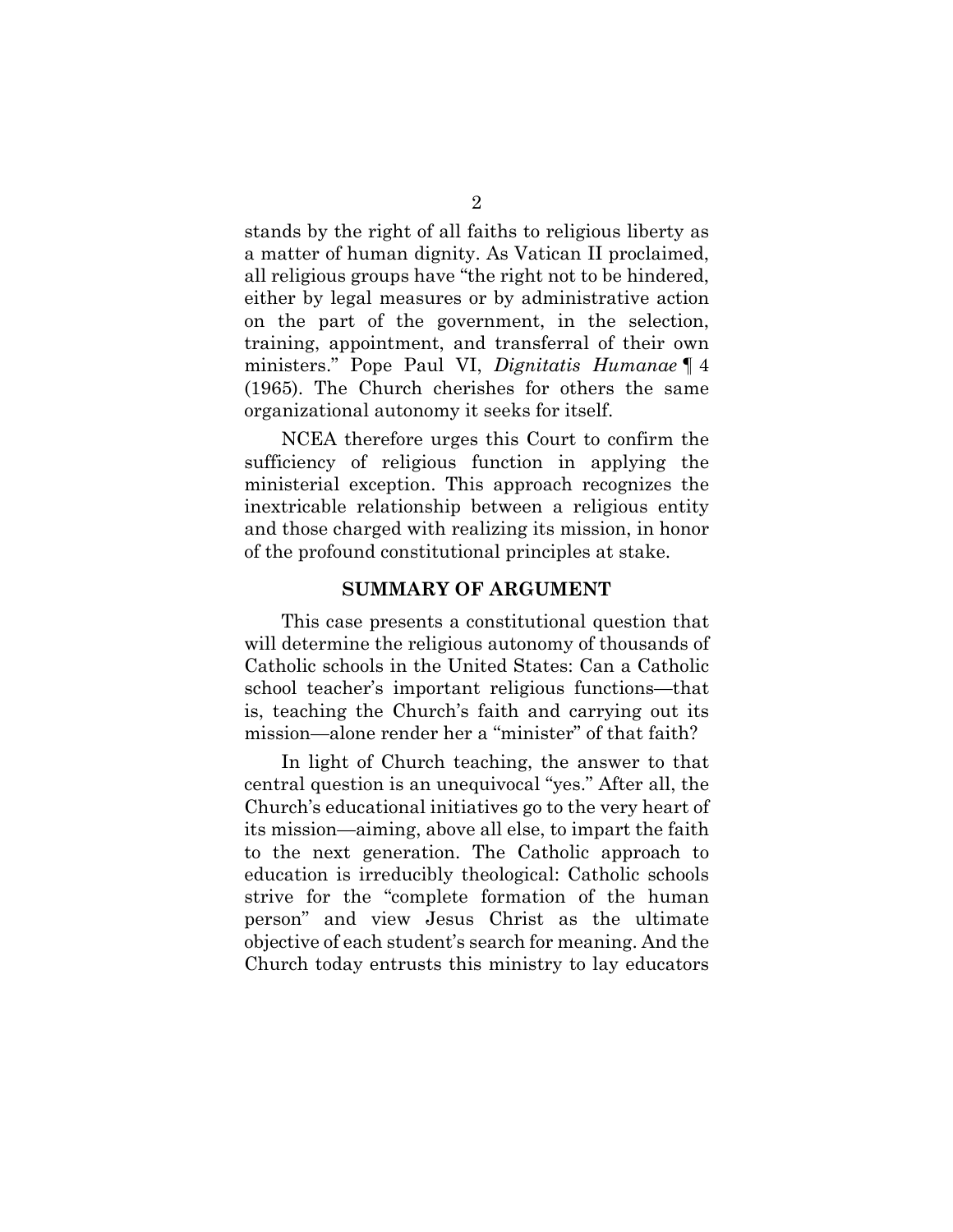stands by the right of all faiths to religious liberty as a matter of human dignity. As Vatican II proclaimed, all religious groups have "the right not to be hindered, either by legal measures or by administrative action on the part of the government, in the selection, training, appointment, and transferral of their own ministers." Pope Paul VI, *Dignitatis Humanae* ¶ 4 (1965). The Church cherishes for others the same organizational autonomy it seeks for itself.

NCEA therefore urges this Court to confirm the sufficiency of religious function in applying the ministerial exception. This approach recognizes the inextricable relationship between a religious entity and those charged with realizing its mission, in honor of the profound constitutional principles at stake.

## SUMMARY OF ARGUMENT

This case presents a constitutional question that will determine the religious autonomy of thousands of Catholic schools in the United States: Can a Catholic school teacher's important religious functions—that is, teaching the Church's faith and carrying out its mission—alone render her a "minister" of that faith?

In light of Church teaching, the answer to that central question is an unequivocal "yes." After all, the Church's educational initiatives go to the very heart of its mission—aiming, above all else, to impart the faith to the next generation. The Catholic approach to education is irreducibly theological: Catholic schools strive for the "complete formation of the human person" and view Jesus Christ as the ultimate objective of each student's search for meaning. And the Church today entrusts this ministry to lay educators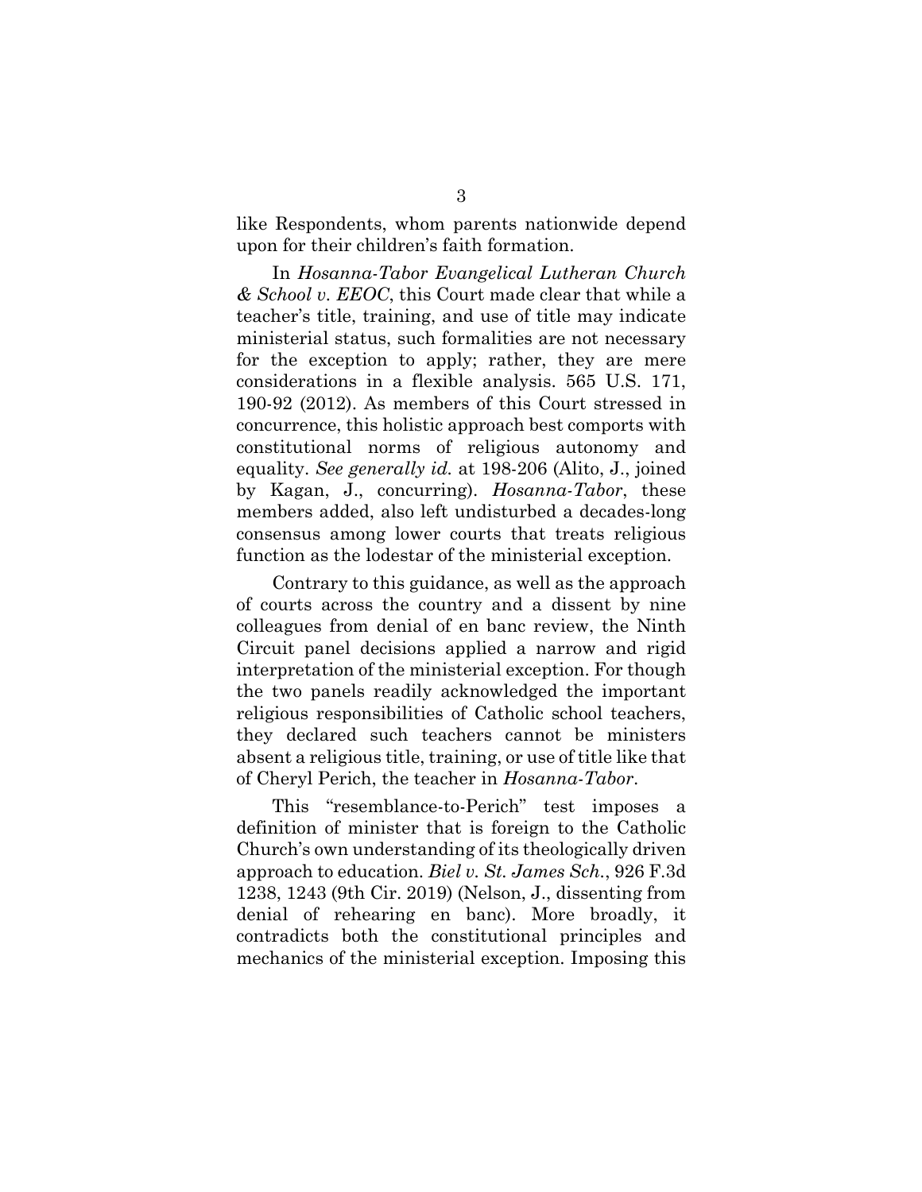like Respondents, whom parents nationwide depend upon for their children's faith formation.

In *Hosanna-Tabor Evangelical Lutheran Church & School v. EEOC*, this Court made clear that while a teacher's title, training, and use of title may indicate ministerial status, such formalities are not necessary for the exception to apply; rather, they are mere considerations in a flexible analysis. 565 U.S. 171, 190-92 (2012). As members of this Court stressed in concurrence, this holistic approach best comports with constitutional norms of religious autonomy and equality. *See generally id.* at 198-206 (Alito, J., joined by Kagan, J., concurring). *Hosanna-Tabor*, these members added, also left undisturbed a decades-long consensus among lower courts that treats religious function as the lodestar of the ministerial exception.

Contrary to this guidance, as well as the approach of courts across the country and a dissent by nine colleagues from denial of en banc review, the Ninth Circuit panel decisions applied a narrow and rigid interpretation of the ministerial exception. For though the two panels readily acknowledged the important religious responsibilities of Catholic school teachers, they declared such teachers cannot be ministers absent a religious title, training, or use of title like that of Cheryl Perich, the teacher in *Hosanna-Tabor*.

This "resemblance-to-Perich" test imposes a definition of minister that is foreign to the Catholic Church's own understanding of its theologically driven approach to education. *Biel v. St. James Sch.*, 926 F.3d 1238, 1243 (9th Cir. 2019) (Nelson, J., dissenting from denial of rehearing en banc). More broadly, it contradicts both the constitutional principles and mechanics of the ministerial exception. Imposing this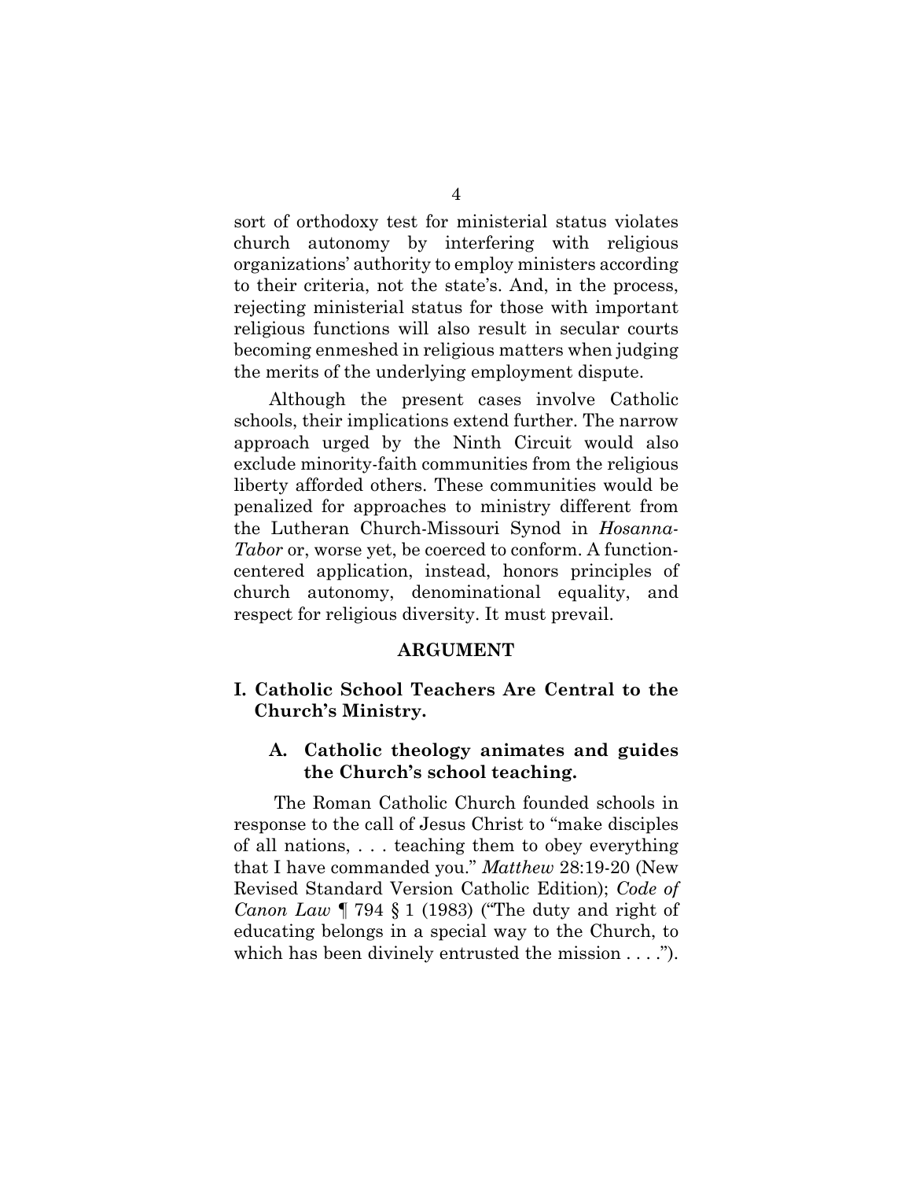sort of orthodoxy test for ministerial status violates church autonomy by interfering with religious organizations' authority to employ ministers according to their criteria, not the state's. And, in the process, rejecting ministerial status for those with important religious functions will also result in secular courts becoming enmeshed in religious matters when judging the merits of the underlying employment dispute.

Although the present cases involve Catholic schools, their implications extend further. The narrow approach urged by the Ninth Circuit would also exclude minority-faith communities from the religious liberty afforded others. These communities would be penalized for approaches to ministry different from the Lutheran Church-Missouri Synod in *Hosanna-Tabor* or, worse yet, be coerced to conform. A function-centered application, instead, honors principles of church autonomy, denominational equality, and respect for religious diversity. It must prevail.

## ARGUMENT

### I. Catholic School Teachers Are Central to the Church's Ministry.

#### A. Catholic theology animates and guides the Church's school teaching.

The Roman Catholic Church founded schools in response to the call of Jesus Christ to "make disciples of all nations, . . . teaching them to obey everything that I have commanded you." *Matthew* 28:19-20 (New Revised Standard Version Catholic Edition); *Code of Canon Law* ¶ 794 § 1 (1983) ("The duty and right of educating belongs in a special way to the Church, to which has been divinely entrusted the mission . . . .").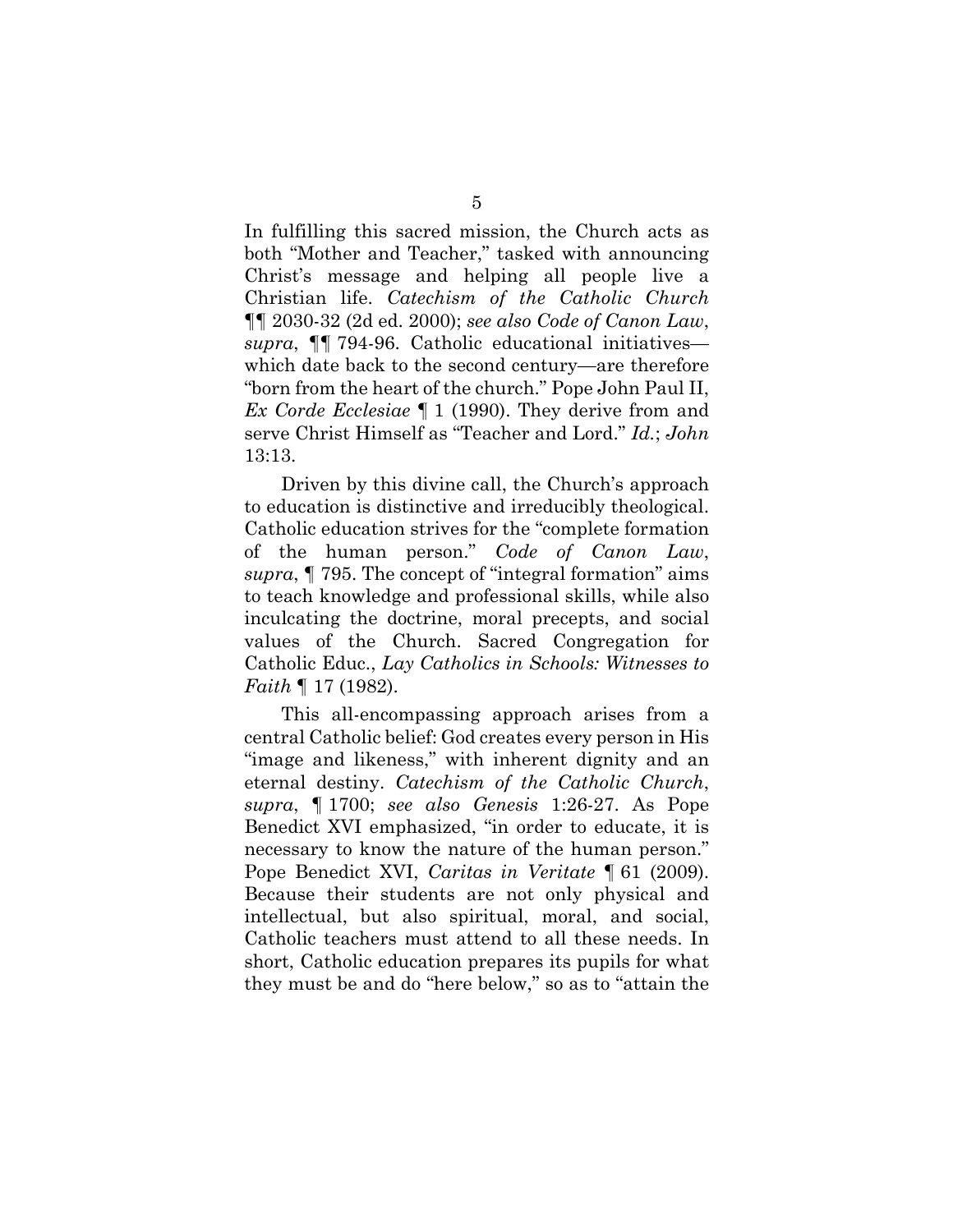In fulfilling this sacred mission, the Church acts as both "Mother and Teacher," tasked with announcing Christ's message and helping all people live a Christian life. *Catechism of the Catholic Church* ¶¶ 2030-32 (2d ed. 2000); *see also Code of Canon Law*, *supra*, ¶¶ 794-96. Catholic educational initiatives—which date back to the second century—are therefore "born from the heart of the church." Pope John Paul II, *Ex Corde Ecclesiae* ¶ 1 (1990). They derive from and serve Christ Himself as "Teacher and Lord." *Id.*; *John* 13:13.

Driven by this divine call, the Church's approach to education is distinctive and irreducibly theological. Catholic education strives for the "complete formation of the human person." *Code of Canon Law*, *supra*, ¶ 795. The concept of "integral formation" aims to teach knowledge and professional skills, while also inculcating the doctrine, moral precepts, and social values of the Church. Sacred Congregation for Catholic Educ., *Lay Catholics in Schools: Witnesses to Faith* ¶ 17 (1982).

This all-encompassing approach arises from a central Catholic belief: God creates every person in His "image and likeness," with inherent dignity and an eternal destiny. *Catechism of the Catholic Church*, *supra*, ¶ 1700; *see also Genesis* 1:26-27. As Pope Benedict XVI emphasized, "in order to educate, it is necessary to know the nature of the human person." Pope Benedict XVI, *Caritas in Veritate* ¶ 61 (2009). Because their students are not only physical and intellectual, but also spiritual, moral, and social, Catholic teachers must attend to all these needs. In short, Catholic education prepares its pupils for what they must be and do "here below," so as to "attain the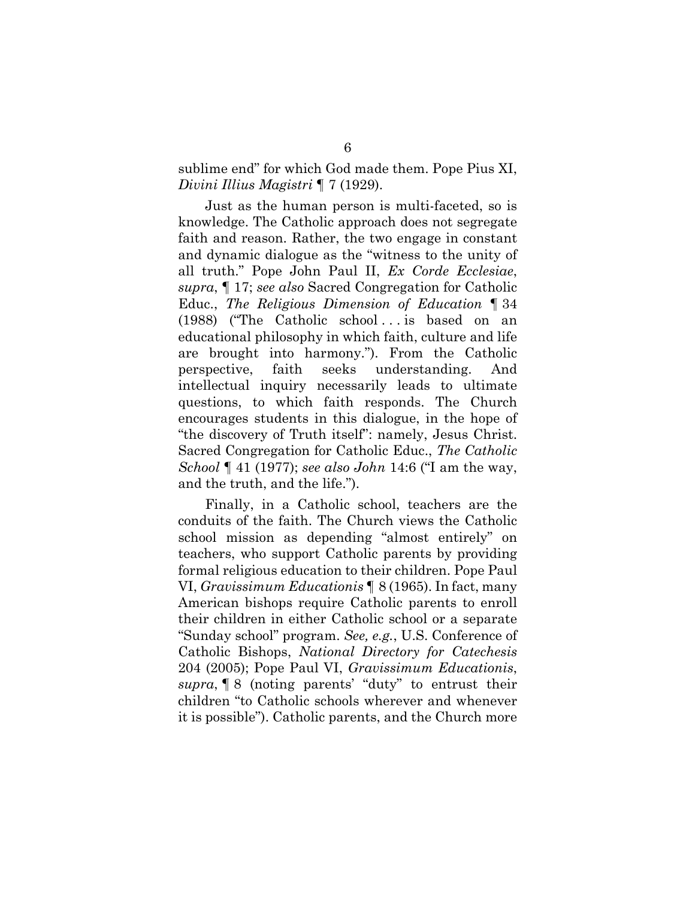sublime end" for which God made them. Pope Pius XI, *Divini Illius Magistri* ¶ 7 (1929).

Just as the human person is multi-faceted, so is knowledge. The Catholic approach does not segregate faith and reason. Rather, the two engage in constant and dynamic dialogue as the "witness to the unity of all truth." Pope John Paul II, *Ex Corde Ecclesiae*, *supra*, ¶ 17; *see also* Sacred Congregation for Catholic Educ., *The Religious Dimension of Education* ¶ 34 (1988) ("The Catholic school . . . is based on an educational philosophy in which faith, culture and life are brought into harmony."). From the Catholic perspective, faith seeks understanding. And intellectual inquiry necessarily leads to ultimate questions, to which faith responds. The Church encourages students in this dialogue, in the hope of "the discovery of Truth itself": namely, Jesus Christ. Sacred Congregation for Catholic Educ., *The Catholic School* ¶ 41 (1977); *see also John* 14:6 ("I am the way, and the truth, and the life.").

Finally, in a Catholic school, teachers are the conduits of the faith. The Church views the Catholic school mission as depending "almost entirely" on teachers, who support Catholic parents by providing formal religious education to their children. Pope Paul VI, *Gravissimum Educationis* ¶ 8 (1965). In fact, many American bishops require Catholic parents to enroll their children in either Catholic school or a separate "Sunday school" program. *See, e.g.*, U.S. Conference of Catholic Bishops, *National Directory for Catechesis* 204 (2005); Pope Paul VI, *Gravissimum Educationis*, *supra*, ¶ 8 (noting parents' "duty" to entrust their children "to Catholic schools wherever and whenever it is possible"). Catholic parents, and the Church more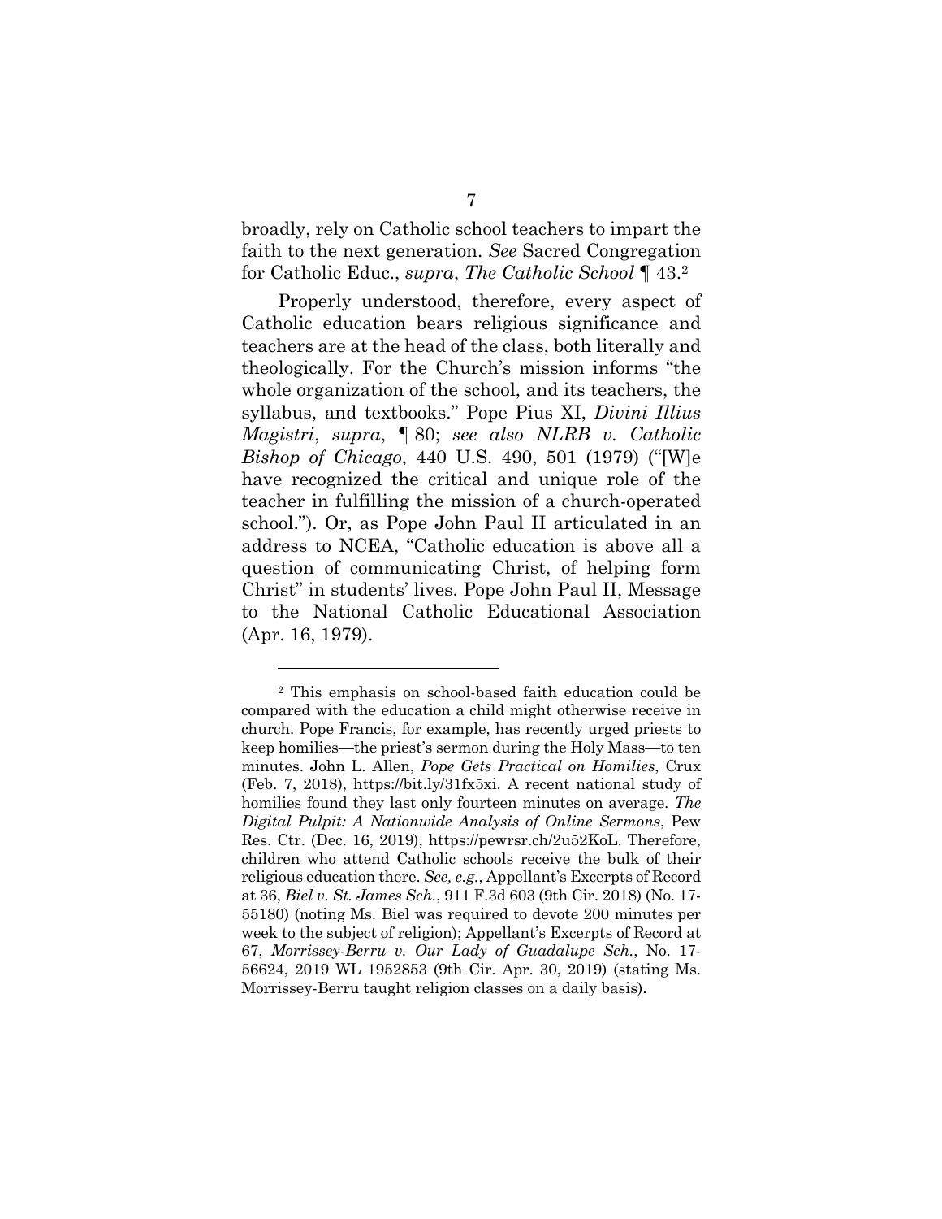broadly, rely on Catholic school teachers to impart the faith to the next generation. *See* Sacred Congregation for Catholic Educ., *supra*, *The Catholic School* ¶ 43.[2]

Properly understood, therefore, every aspect of Catholic education bears religious significance and teachers are at the head of the class, both literally and theologically. For the Church's mission informs "the whole organization of the school, and its teachers, the syllabus, and textbooks." Pope Pius XI, *Divini Illius Magistri*, *supra*, ¶ 80; *see also NLRB v. Catholic Bishop of Chicago*, 440 U.S. 490, 501 (1979) ("[W]e have recognized the critical and unique role of the teacher in fulfilling the mission of a church-operated school."). Or, as Pope John Paul II articulated in an address to NCEA, "Catholic education is above all a question of communicating Christ, of helping form Christ" in students' lives. Pope John Paul II, Message to the National Catholic Educational Association (Apr. 16, 1979).

---

[2] This emphasis on school-based faith education could be compared with the education a child might otherwise receive in church. Pope Francis, for example, has recently urged priests to keep homilies—the priest's sermon during the Holy Mass—to ten minutes. John L. Allen, *Pope Gets Practical on Homilies*, Crux (Feb. 7, 2018), https://bit.ly/31fx5xi. A recent national study of homilies found they last only fourteen minutes on average. *The Digital Pulpit: A Nationwide Analysis of Online Sermons*, Pew Res. Ctr. (Dec. 16, 2019), https://pewrsr.ch/2u52KoL. Therefore, children who attend Catholic schools receive the bulk of their religious education there. *See, e.g.*, Appellant's Excerpts of Record at 36, *Biel v. St. James Sch.*, 911 F.3d 603 (9th Cir. 2018) (No. 17-55180) (noting Ms. Biel was required to devote 200 minutes per week to the subject of religion); Appellant's Excerpts of Record at 67, *Morrissey-Berru v. Our Lady of Guadalupe Sch.*, No. 17-56624, 2019 WL 1952853 (9th Cir. Apr. 30, 2019) (stating Ms. Morrissey-Berru taught religion classes on a daily basis).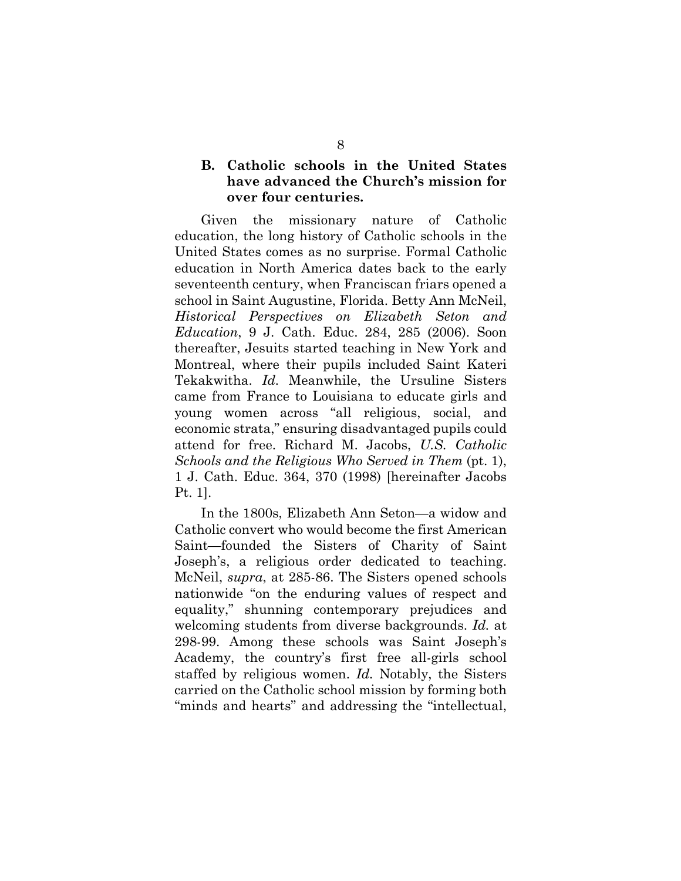### B. Catholic schools in the United States have advanced the Church's mission for over four centuries.

Given the missionary nature of Catholic education, the long history of Catholic schools in the United States comes as no surprise. Formal Catholic education in North America dates back to the early seventeenth century, when Franciscan friars opened a school in Saint Augustine, Florida. Betty Ann McNeil, *Historical Perspectives on Elizabeth Seton and Education*, 9 J. Cath. Educ. 284, 285 (2006). Soon thereafter, Jesuits started teaching in New York and Montreal, where their pupils included Saint Kateri Tekakwitha. *Id.* Meanwhile, the Ursuline Sisters came from France to Louisiana to educate girls and young women across "all religious, social, and economic strata," ensuring disadvantaged pupils could attend for free. Richard M. Jacobs, *U.S. Catholic Schools and the Religious Who Served in Them* (pt. 1), 1 J. Cath. Educ. 364, 370 (1998) [hereinafter Jacobs Pt. 1].

In the 1800s, Elizabeth Ann Seton—a widow and Catholic convert who would become the first American Saint—founded the Sisters of Charity of Saint Joseph's, a religious order dedicated to teaching. McNeil, *supra*, at 285-86. The Sisters opened schools nationwide "on the enduring values of respect and equality," shunning contemporary prejudices and welcoming students from diverse backgrounds. *Id.* at 298-99. Among these schools was Saint Joseph's Academy, the country's first free all-girls school staffed by religious women. *Id.* Notably, the Sisters carried on the Catholic school mission by forming both "minds and hearts" and addressing the "intellectual,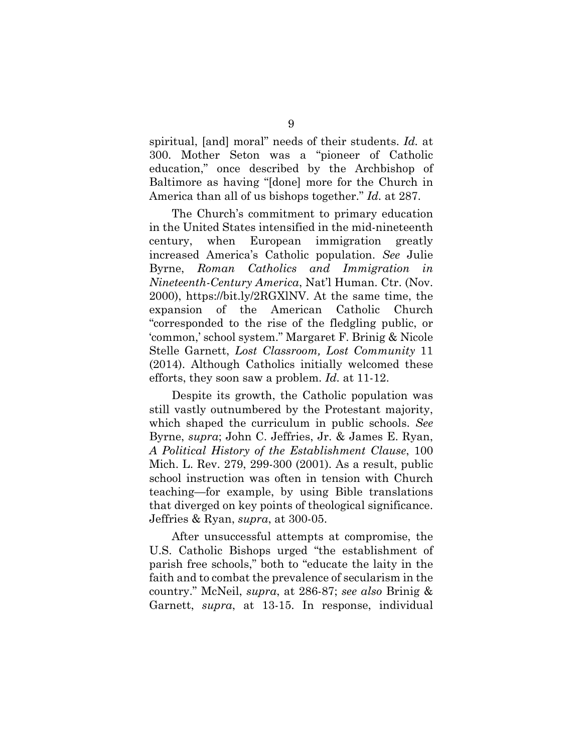spiritual, [and] moral" needs of their students. *Id.* at 300. Mother Seton was a "pioneer of Catholic education," once described by the Archbishop of Baltimore as having "[done] more for the Church in America than all of us bishops together." *Id.* at 287.

The Church's commitment to primary education in the United States intensified in the mid-nineteenth century, when European immigration greatly increased America's Catholic population. *See* Julie Byrne, *Roman Catholics and Immigration in Nineteenth-Century America*, Nat'l Human. Ctr. (Nov. 2000), https://bit.ly/2RGXlNV. At the same time, the expansion of the American Catholic Church "corresponded to the rise of the fledgling public, or 'common,' school system." Margaret F. Brinig & Nicole Stelle Garnett, *Lost Classroom, Lost Community* 11 (2014). Although Catholics initially welcomed these efforts, they soon saw a problem. *Id.* at 11-12.

Despite its growth, the Catholic population was still vastly outnumbered by the Protestant majority, which shaped the curriculum in public schools. *See* Byrne, *supra*; John C. Jeffries, Jr. & James E. Ryan, *A Political History of the Establishment Clause*, 100 Mich. L. Rev. 279, 299-300 (2001). As a result, public school instruction was often in tension with Church teaching—for example, by using Bible translations that diverged on key points of theological significance. Jeffries & Ryan, *supra*, at 300-05.

After unsuccessful attempts at compromise, the U.S. Catholic Bishops urged "the establishment of parish free schools," both to "educate the laity in the faith and to combat the prevalence of secularism in the country." McNeil, *supra*, at 286-87; *see also* Brinig & Garnett, *supra*, at 13-15. In response, individual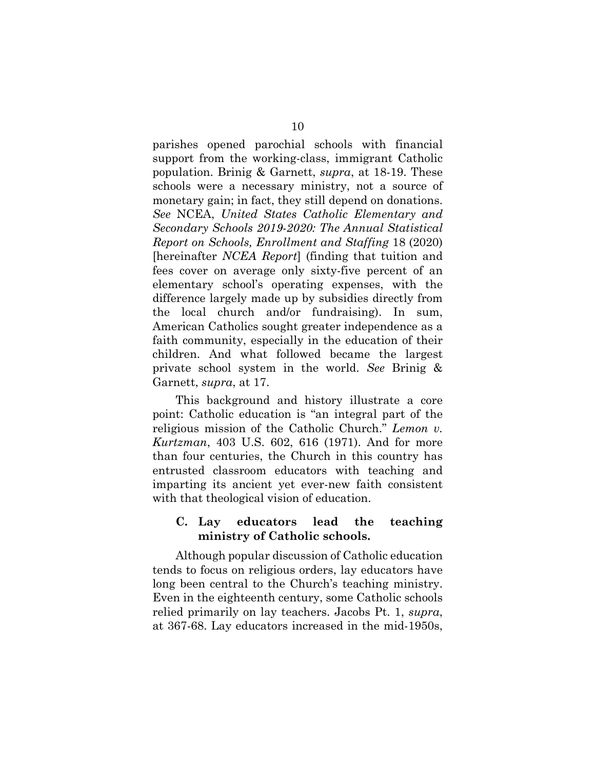parishes opened parochial schools with financial support from the working-class, immigrant Catholic population. Brinig & Garnett, *supra*, at 18-19. These schools were a necessary ministry, not a source of monetary gain; in fact, they still depend on donations. *See* NCEA, *United States Catholic Elementary and Secondary Schools 2019-2020: The Annual Statistical Report on Schools, Enrollment and Staffing* 18 (2020) [hereinafter *NCEA Report*] (finding that tuition and fees cover on average only sixty-five percent of an elementary school's operating expenses, with the difference largely made up by subsidies directly from the local church and/or fundraising). In sum, American Catholics sought greater independence as a faith community, especially in the education of their children. And what followed became the largest private school system in the world. *See* Brinig & Garnett, *supra*, at 17.

This background and history illustrate a core point: Catholic education is "an integral part of the religious mission of the Catholic Church." *Lemon v. Kurtzman*, 403 U.S. 602, 616 (1971). And for more than four centuries, the Church in this country has entrusted classroom educators with teaching and imparting its ancient yet ever-new faith consistent with that theological vision of education.

### C. Lay educators lead the teaching ministry of Catholic schools.

Although popular discussion of Catholic education tends to focus on religious orders, lay educators have long been central to the Church's teaching ministry. Even in the eighteenth century, some Catholic schools relied primarily on lay teachers. Jacobs Pt. 1, *supra*, at 367-68. Lay educators increased in the mid-1950s,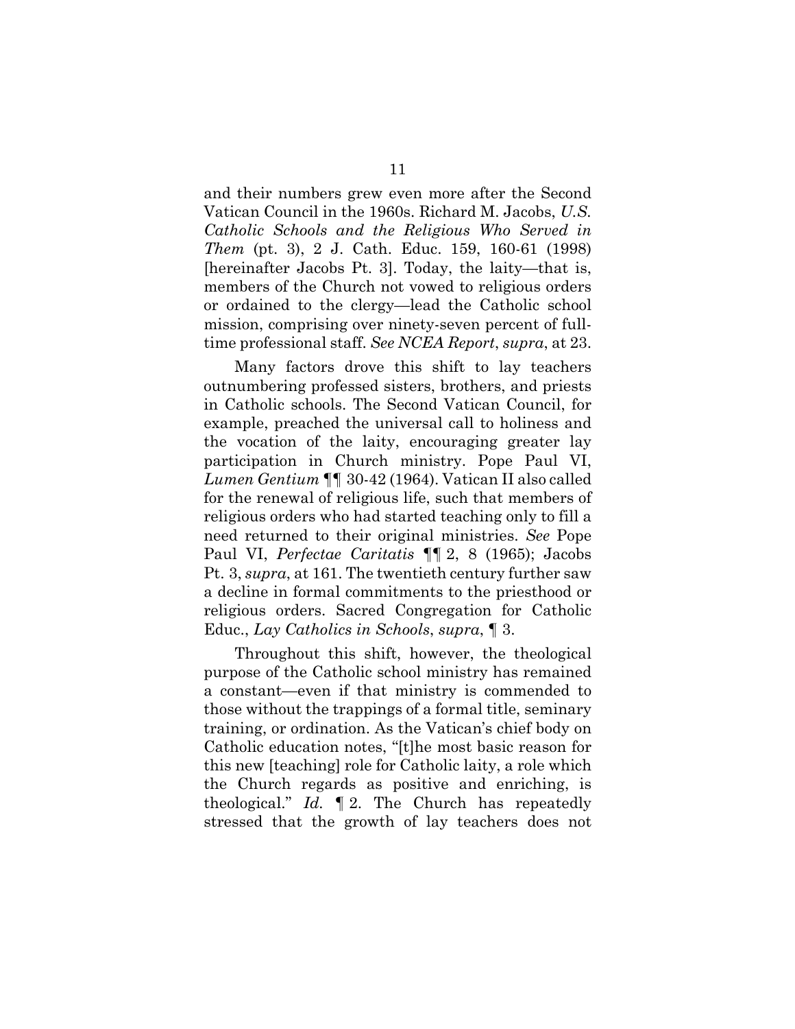and their numbers grew even more after the Second Vatican Council in the 1960s. Richard M. Jacobs, *U.S. Catholic Schools and the Religious Who Served in Them* (pt. 3), 2 J. Cath. Educ. 159, 160-61 (1998) [hereinafter Jacobs Pt. 3]. Today, the laity—that is, members of the Church not vowed to religious orders or ordained to the clergy—lead the Catholic school mission, comprising over ninety-seven percent of full-time professional staff. *See NCEA Report*, *supra*, at 23.

Many factors drove this shift to lay teachers outnumbering professed sisters, brothers, and priests in Catholic schools. The Second Vatican Council, for example, preached the universal call to holiness and the vocation of the laity, encouraging greater lay participation in Church ministry. Pope Paul VI, *Lumen Gentium* ¶¶ 30-42 (1964). Vatican II also called for the renewal of religious life, such that members of religious orders who had started teaching only to fill a need returned to their original ministries. *See* Pope Paul VI, *Perfectae Caritatis* ¶¶ 2, 8 (1965); Jacobs Pt. 3, *supra*, at 161. The twentieth century further saw a decline in formal commitments to the priesthood or religious orders. Sacred Congregation for Catholic Educ., *Lay Catholics in Schools*, *supra*, ¶ 3.

Throughout this shift, however, the theological purpose of the Catholic school ministry has remained a constant—even if that ministry is commended to those without the trappings of a formal title, seminary training, or ordination. As the Vatican's chief body on Catholic education notes, "[t]he most basic reason for this new [teaching] role for Catholic laity, a role which the Church regards as positive and enriching, is theological." *Id.* ¶ 2. The Church has repeatedly stressed that the growth of lay teachers does not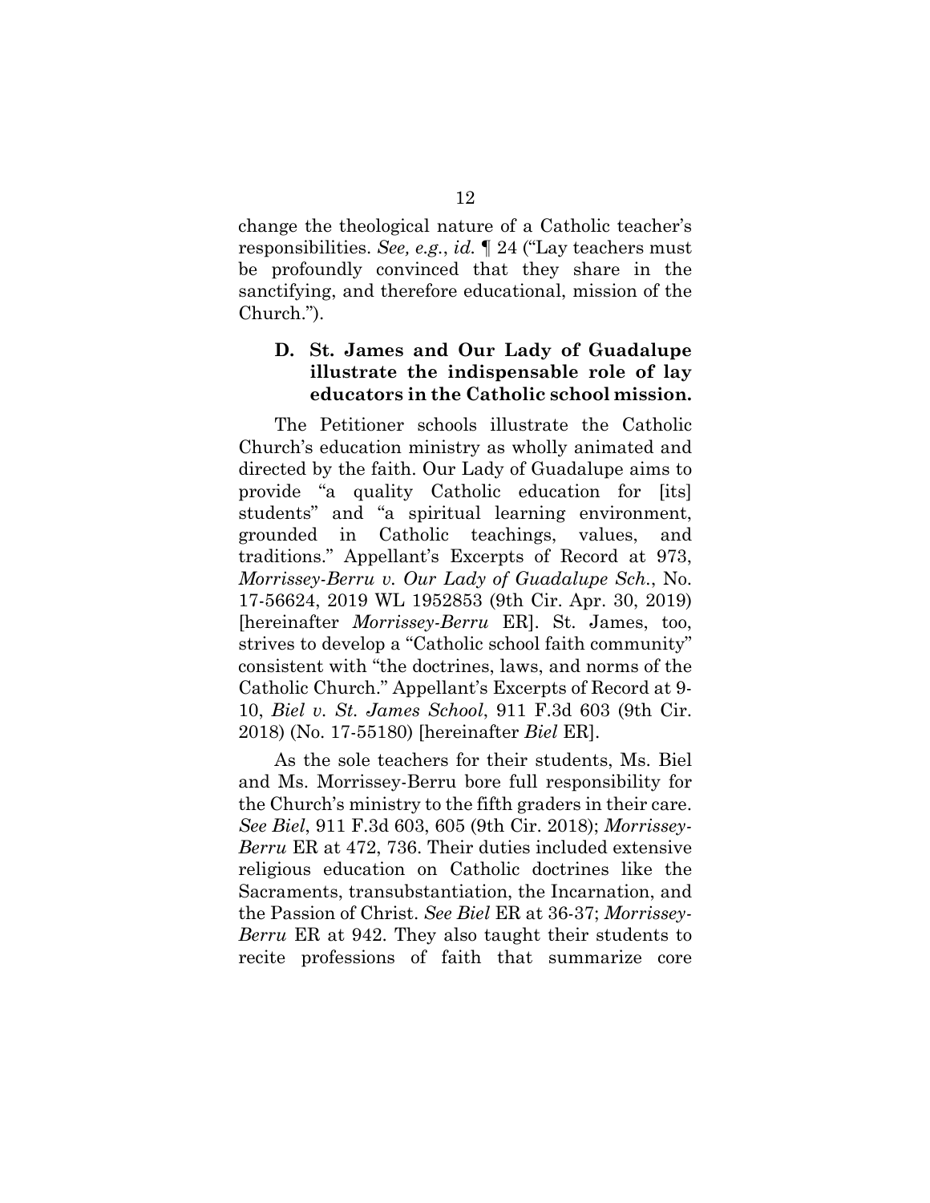change the theological nature of a Catholic teacher's responsibilities. *See, e.g.*, *id.* ¶ 24 ("Lay teachers must be profoundly convinced that they share in the sanctifying, and therefore educational, mission of the Church.").

### D. St. James and Our Lady of Guadalupe illustrate the indispensable role of lay educators in the Catholic school mission.

The Petitioner schools illustrate the Catholic Church's education ministry as wholly animated and directed by the faith. Our Lady of Guadalupe aims to provide "a quality Catholic education for [its] students" and "a spiritual learning environment, grounded in Catholic teachings, values, and traditions." Appellant's Excerpts of Record at 973, *Morrissey-Berru v. Our Lady of Guadalupe Sch.*, No. 17-56624, 2019 WL 1952853 (9th Cir. Apr. 30, 2019) [hereinafter *Morrissey-Berru* ER]. St. James, too, strives to develop a "Catholic school faith community" consistent with "the doctrines, laws, and norms of the Catholic Church." Appellant's Excerpts of Record at 9-10, *Biel v. St. James School*, 911 F.3d 603 (9th Cir. 2018) (No. 17-55180) [hereinafter *Biel* ER].

As the sole teachers for their students, Ms. Biel and Ms. Morrissey-Berru bore full responsibility for the Church's ministry to the fifth graders in their care. *See Biel*, 911 F.3d 603, 605 (9th Cir. 2018); *Morrissey-Berru* ER at 472, 736. Their duties included extensive religious education on Catholic doctrines like the Sacraments, transubstantiation, the Incarnation, and the Passion of Christ. *See Biel* ER at 36-37; *Morrissey-Berru* ER at 942. They also taught their students to recite professions of faith that summarize core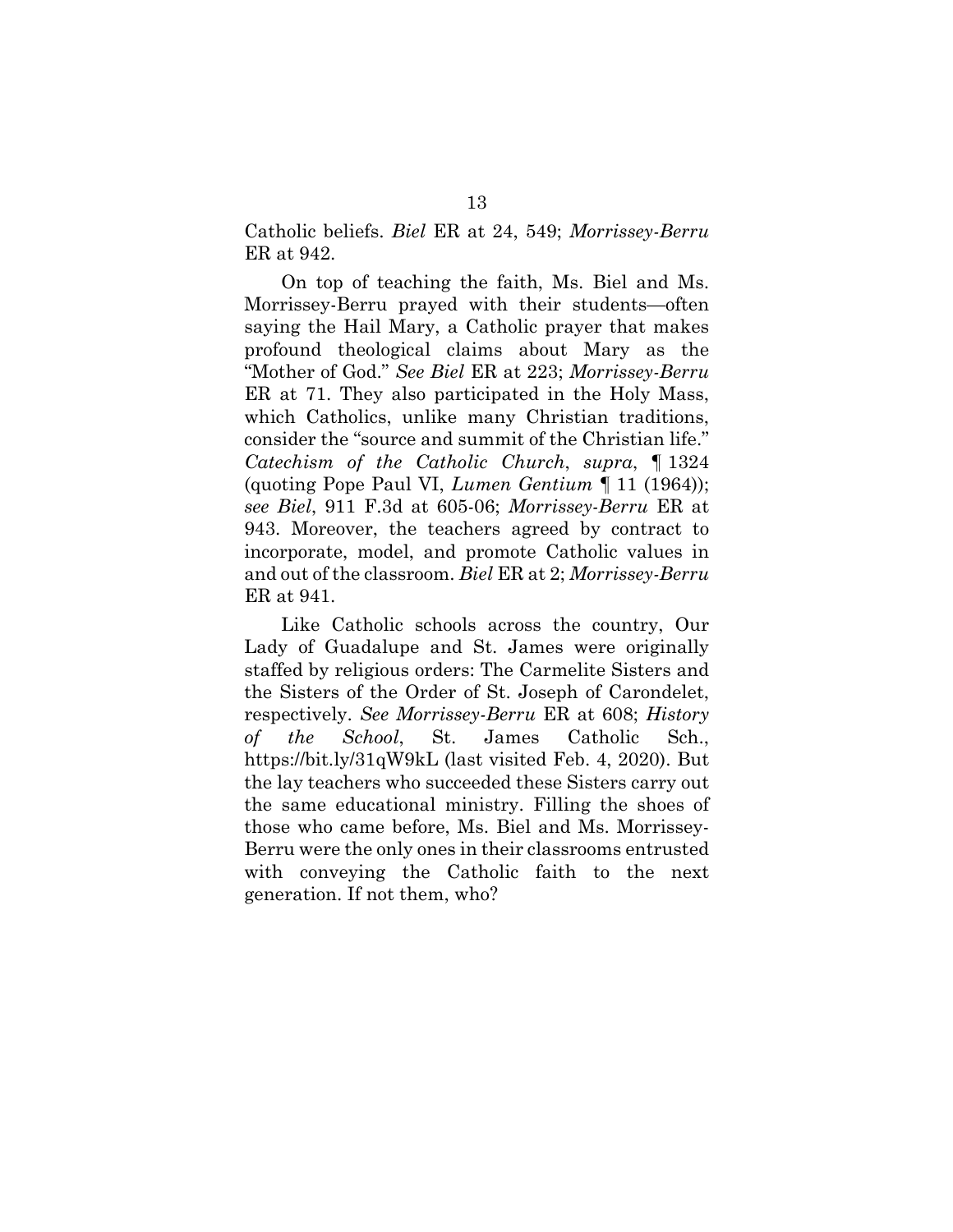Catholic beliefs. *Biel* ER at 24, 549; *Morrissey-Berru* ER at 942.

On top of teaching the faith, Ms. Biel and Ms. Morrissey-Berru prayed with their students—often saying the Hail Mary, a Catholic prayer that makes profound theological claims about Mary as the "Mother of God." *See Biel* ER at 223; *Morrissey-Berru* ER at 71. They also participated in the Holy Mass, which Catholics, unlike many Christian traditions, consider the "source and summit of the Christian life." *Catechism of the Catholic Church*, *supra*, ¶ 1324 (quoting Pope Paul VI, *Lumen Gentium* ¶ 11 (1964)); *see Biel*, 911 F.3d at 605-06; *Morrissey-Berru* ER at 943. Moreover, the teachers agreed by contract to incorporate, model, and promote Catholic values in and out of the classroom. *Biel* ER at 2; *Morrissey-Berru* ER at 941.

Like Catholic schools across the country, Our Lady of Guadalupe and St. James were originally staffed by religious orders: The Carmelite Sisters and the Sisters of the Order of St. Joseph of Carondelet, respectively. *See Morrissey-Berru* ER at 608; *History of the School*, St. James Catholic Sch., https://bit.ly/31qW9kL (last visited Feb. 4, 2020). But the lay teachers who succeeded these Sisters carry out the same educational ministry. Filling the shoes of those who came before, Ms. Biel and Ms. Morrissey-Berru were the only ones in their classrooms entrusted with conveying the Catholic faith to the next generation. If not them, who?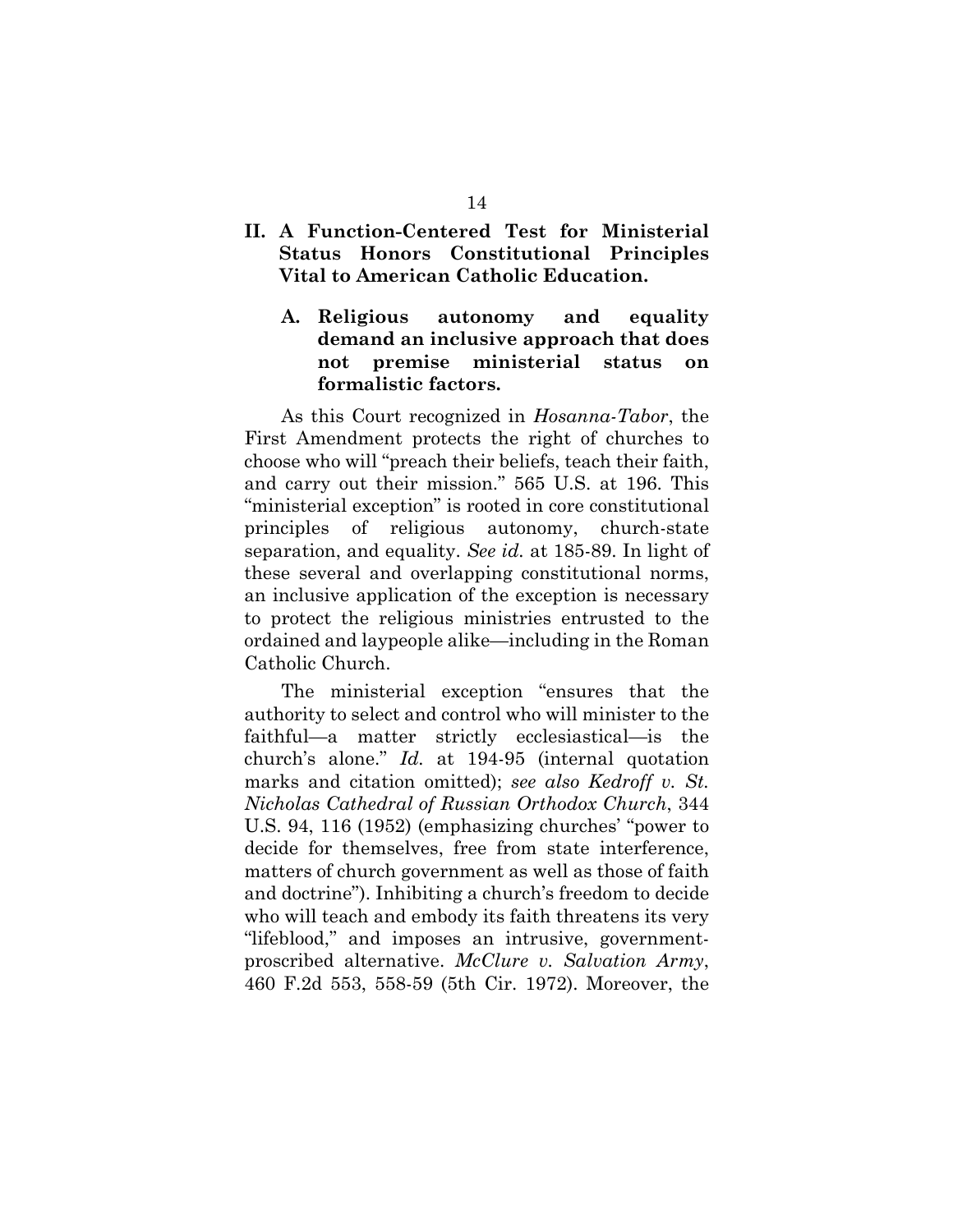## II. A Function-Centered Test for Ministerial Status Honors Constitutional Principles Vital to American Catholic Education.

### A. Religious autonomy and equality demand an inclusive approach that does not premise ministerial status on formalistic factors.

As this Court recognized in *Hosanna-Tabor*, the First Amendment protects the right of churches to choose who will "preach their beliefs, teach their faith, and carry out their mission." 565 U.S. at 196. This "ministerial exception" is rooted in core constitutional principles of religious autonomy, church-state separation, and equality. *See id.* at 185-89. In light of these several and overlapping constitutional norms, an inclusive application of the exception is necessary to protect the religious ministries entrusted to the ordained and laypeople alike—including in the Roman Catholic Church.

The ministerial exception "ensures that the authority to select and control who will minister to the faithful—a matter strictly ecclesiastical—is the church's alone." *Id.* at 194-95 (internal quotation marks and citation omitted); *see also Kedroff v. St. Nicholas Cathedral of Russian Orthodox Church*, 344 U.S. 94, 116 (1952) (emphasizing churches' "power to decide for themselves, free from state interference, matters of church government as well as those of faith and doctrine"). Inhibiting a church's freedom to decide who will teach and embody its faith threatens its very "lifeblood," and imposes an intrusive, government-proscribed alternative. *McClure v. Salvation Army*, 460 F.2d 553, 558-59 (5th Cir. 1972). Moreover, the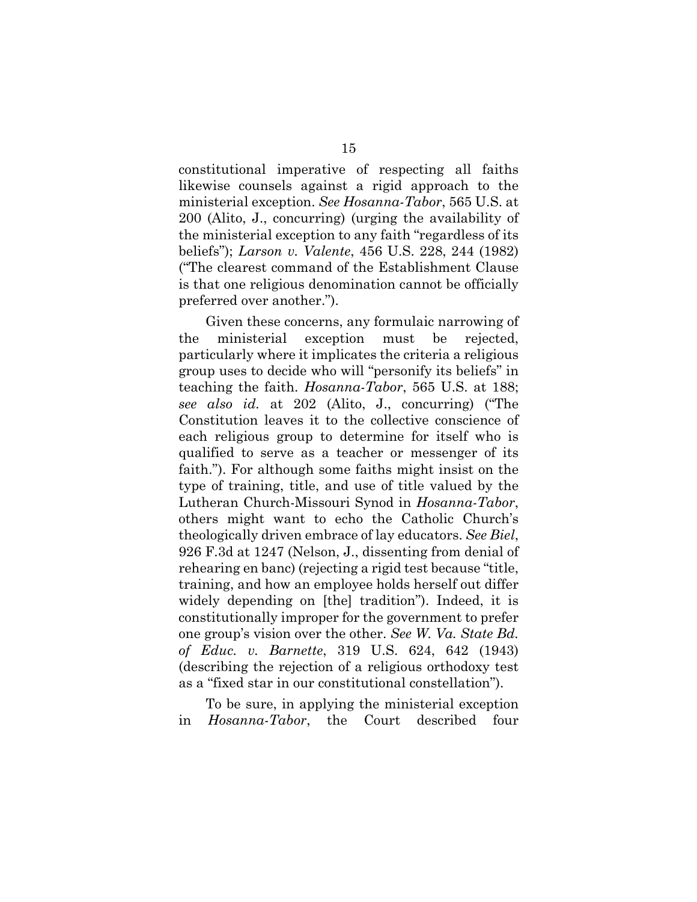constitutional imperative of respecting all faiths likewise counsels against a rigid approach to the ministerial exception. *See Hosanna-Tabor*, 565 U.S. at 200 (Alito, J., concurring) (urging the availability of the ministerial exception to any faith "regardless of its beliefs"); *Larson v. Valente*, 456 U.S. 228, 244 (1982) ("The clearest command of the Establishment Clause is that one religious denomination cannot be officially preferred over another.").

Given these concerns, any formulaic narrowing of the ministerial exception must be rejected, particularly where it implicates the criteria a religious group uses to decide who will "personify its beliefs" in teaching the faith. *Hosanna-Tabor*, 565 U.S. at 188; *see also id.* at 202 (Alito, J., concurring) ("The Constitution leaves it to the collective conscience of each religious group to determine for itself who is qualified to serve as a teacher or messenger of its faith."). For although some faiths might insist on the type of training, title, and use of title valued by the Lutheran Church-Missouri Synod in *Hosanna-Tabor*, others might want to echo the Catholic Church's theologically driven embrace of lay educators. *See Biel*, 926 F.3d at 1247 (Nelson, J., dissenting from denial of rehearing en banc) (rejecting a rigid test because "title, training, and how an employee holds herself out differ widely depending on [the] tradition"). Indeed, it is constitutionally improper for the government to prefer one group's vision over the other. *See W. Va. State Bd. of Educ. v. Barnette*, 319 U.S. 624, 642 (1943) (describing the rejection of a religious orthodoxy test as a "fixed star in our constitutional constellation").

To be sure, in applying the ministerial exception in *Hosanna-Tabor*, the Court described four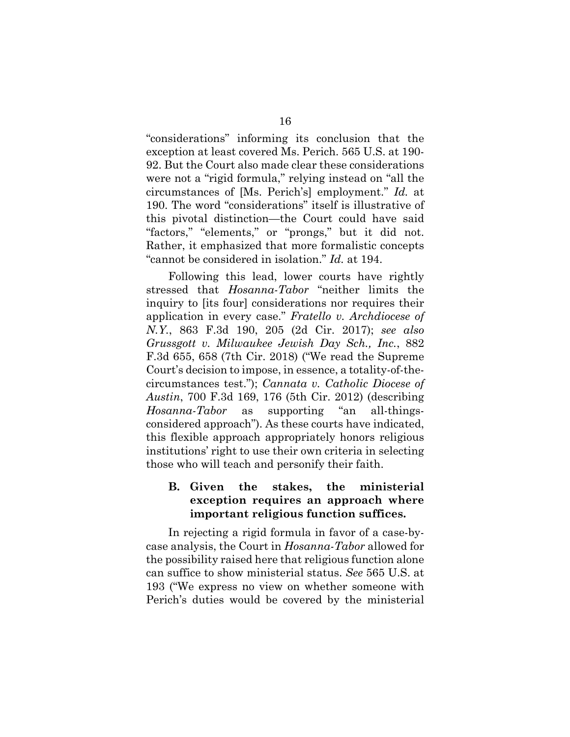"considerations" informing its conclusion that the exception at least covered Ms. Perich. 565 U.S. at 190-92. But the Court also made clear these considerations were not a "rigid formula," relying instead on "all the circumstances of [Ms. Perich's] employment." *Id.* at 190. The word "considerations" itself is illustrative of this pivotal distinction—the Court could have said "factors," "elements," or "prongs," but it did not. Rather, it emphasized that more formalistic concepts "cannot be considered in isolation." *Id.* at 194.

Following this lead, lower courts have rightly stressed that *Hosanna-Tabor* "neither limits the inquiry to [its four] considerations nor requires their application in every case." *Fratello v. Archdiocese of N.Y.*, 863 F.3d 190, 205 (2d Cir. 2017); *see also Grussgott v. Milwaukee Jewish Day Sch., Inc.*, 882 F.3d 655, 658 (7th Cir. 2018) ("We read the Supreme Court's decision to impose, in essence, a totality-of-the-circumstances test."); *Cannata v. Catholic Diocese of Austin*, 700 F.3d 169, 176 (5th Cir. 2012) (describing *Hosanna-Tabor* as supporting "an all-things-considered approach"). As these courts have indicated, this flexible approach appropriately honors religious institutions' right to use their own criteria in selecting those who will teach and personify their faith.

### B. Given the stakes, the ministerial exception requires an approach where important religious function suffices.

In rejecting a rigid formula in favor of a case-by-case analysis, the Court in *Hosanna-Tabor* allowed for the possibility raised here that religious function alone can suffice to show ministerial status. *See* 565 U.S. at 193 ("We express no view on whether someone with Perich's duties would be covered by the ministerial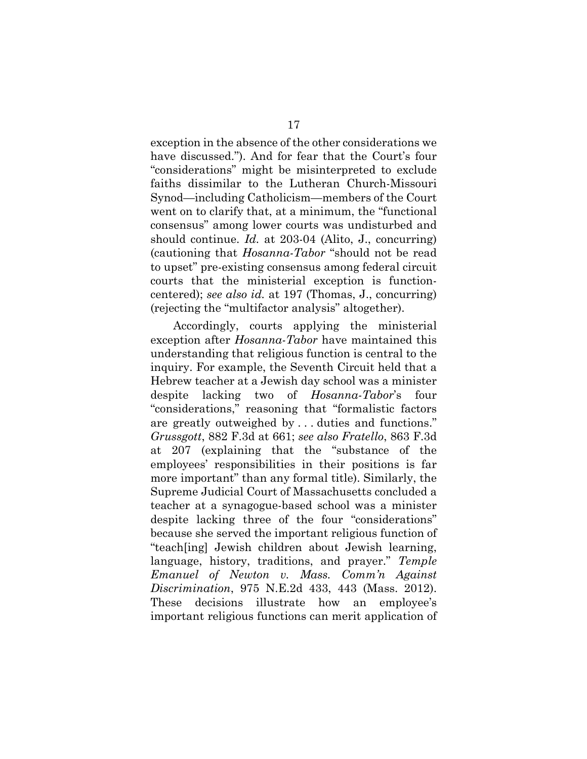exception in the absence of the other considerations we have discussed."). And for fear that the Court's four "considerations" might be misinterpreted to exclude faiths dissimilar to the Lutheran Church-Missouri Synod—including Catholicism—members of the Court went on to clarify that, at a minimum, the "functional consensus" among lower courts was undisturbed and should continue. *Id.* at 203-04 (Alito, J., concurring) (cautioning that *Hosanna-Tabor* "should not be read to upset" pre-existing consensus among federal circuit courts that the ministerial exception is function-centered); *see also id.* at 197 (Thomas, J., concurring) (rejecting the "multifactor analysis" altogether).

Accordingly, courts applying the ministerial exception after *Hosanna-Tabor* have maintained this understanding that religious function is central to the inquiry. For example, the Seventh Circuit held that a Hebrew teacher at a Jewish day school was a minister despite lacking two of *Hosanna-Tabor*'s four "considerations," reasoning that "formalistic factors are greatly outweighed by . . . duties and functions." *Grussgott*, 882 F.3d at 661; *see also Fratello*, 863 F.3d at 207 (explaining that the "substance of the employees' responsibilities in their positions is far more important" than any formal title). Similarly, the Supreme Judicial Court of Massachusetts concluded a teacher at a synagogue-based school was a minister despite lacking three of the four "considerations" because she served the important religious function of "teach[ing] Jewish children about Jewish learning, language, history, traditions, and prayer." *Temple Emanuel of Newton v. Mass. Comm'n Against Discrimination*, 975 N.E.2d 433, 443 (Mass. 2012). These decisions illustrate how an employee's important religious functions can merit application of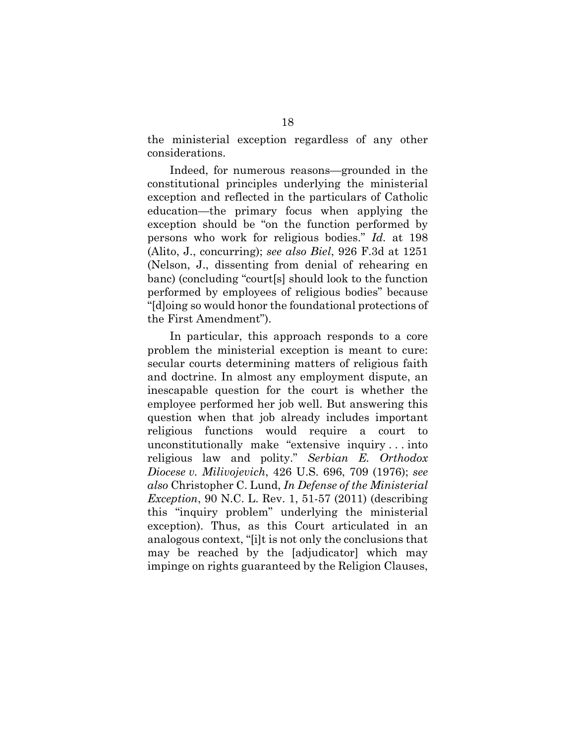the ministerial exception regardless of any other considerations.

Indeed, for numerous reasons—grounded in the constitutional principles underlying the ministerial exception and reflected in the particulars of Catholic education—the primary focus when applying the exception should be "on the function performed by persons who work for religious bodies." *Id.* at 198 (Alito, J., concurring); *see also Biel*, 926 F.3d at 1251 (Nelson, J., dissenting from denial of rehearing en banc) (concluding "court[s] should look to the function performed by employees of religious bodies" because "[d]oing so would honor the foundational protections of the First Amendment").

In particular, this approach responds to a core problem the ministerial exception is meant to cure: secular courts determining matters of religious faith and doctrine. In almost any employment dispute, an inescapable question for the court is whether the employee performed her job well. But answering this question when that job already includes important religious functions would require a court to unconstitutionally make "extensive inquiry . . . into religious law and polity." *Serbian E. Orthodox Diocese v. Milivojevich*, 426 U.S. 696, 709 (1976); *see also* Christopher C. Lund, *In Defense of the Ministerial Exception*, 90 N.C. L. Rev. 1, 51-57 (2011) (describing this "inquiry problem" underlying the ministerial exception). Thus, as this Court articulated in an analogous context, "[i]t is not only the conclusions that may be reached by the [adjudicator] which may impinge on rights guaranteed by the Religion Clauses,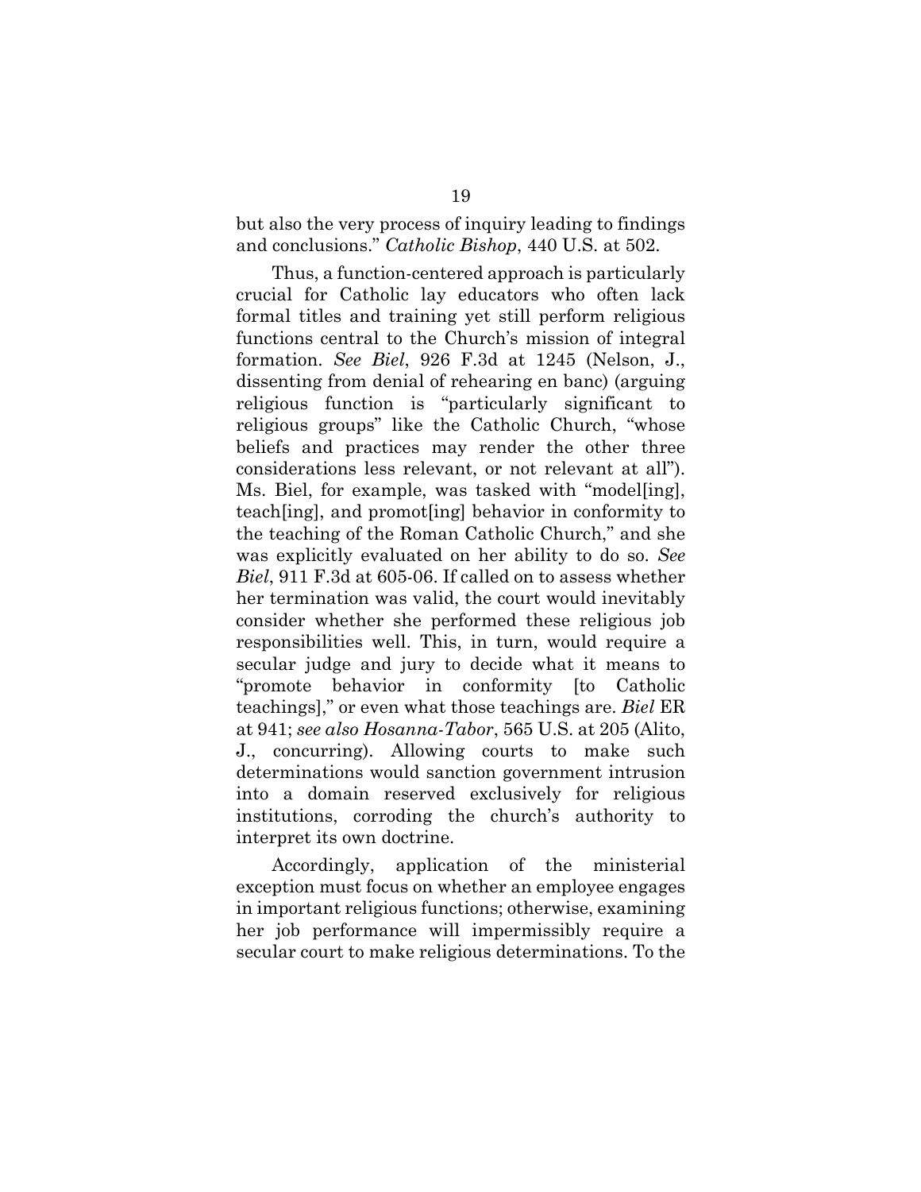but also the very process of inquiry leading to findings and conclusions." *Catholic Bishop*, 440 U.S. at 502.

Thus, a function-centered approach is particularly crucial for Catholic lay educators who often lack formal titles and training yet still perform religious functions central to the Church's mission of integral formation. *See Biel*, 926 F.3d at 1245 (Nelson, J., dissenting from denial of rehearing en banc) (arguing religious function is "particularly significant to religious groups" like the Catholic Church, "whose beliefs and practices may render the other three considerations less relevant, or not relevant at all"). Ms. Biel, for example, was tasked with "model[ing], teach[ing], and promot[ing] behavior in conformity to the teaching of the Roman Catholic Church," and she was explicitly evaluated on her ability to do so. *See Biel*, 911 F.3d at 605-06. If called on to assess whether her termination was valid, the court would inevitably consider whether she performed these religious job responsibilities well. This, in turn, would require a secular judge and jury to decide what it means to "promote behavior in conformity [to Catholic teachings]," or even what those teachings are. *Biel* ER at 941; *see also Hosanna-Tabor*, 565 U.S. at 205 (Alito, J., concurring). Allowing courts to make such determinations would sanction government intrusion into a domain reserved exclusively for religious institutions, corroding the church's authority to interpret its own doctrine.

Accordingly, application of the ministerial exception must focus on whether an employee engages in important religious functions; otherwise, examining her job performance will impermissibly require a secular court to make religious determinations. To the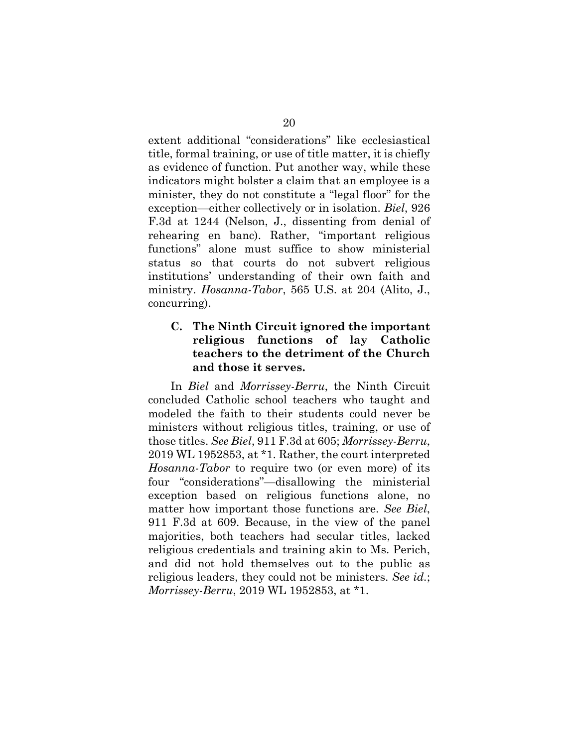extent additional "considerations" like ecclesiastical title, formal training, or use of title matter, it is chiefly as evidence of function. Put another way, while these indicators might bolster a claim that an employee is a minister, they do not constitute a "legal floor" for the exception—either collectively or in isolation. *Biel*, 926 F.3d at 1244 (Nelson, J., dissenting from denial of rehearing en banc). Rather, "important religious functions" alone must suffice to show ministerial status so that courts do not subvert religious institutions' understanding of their own faith and ministry. *Hosanna-Tabor*, 565 U.S. at 204 (Alito, J., concurring).

### C. The Ninth Circuit ignored the important religious functions of lay Catholic teachers to the detriment of the Church and those it serves.

In *Biel* and *Morrissey-Berru*, the Ninth Circuit concluded Catholic school teachers who taught and modeled the faith to their students could never be ministers without religious titles, training, or use of those titles. *See Biel*, 911 F.3d at 605; *Morrissey-Berru*, 2019 WL 1952853, at *1. Rather, the court interpreted *Hosanna-Tabor* to require two (or even more) of its four "considerations"—disallowing the ministerial exception based on religious functions alone, no matter how important those functions are. *See Biel*, 911 F.3d at 609. Because, in the view of the panel majorities, both teachers had secular titles, lacked religious credentials and training akin to Ms. Perich, and did not hold themselves out to the public as religious leaders, they could not be ministers. *See id.*; *Morrissey-Berru*, 2019 WL 1952853, at *1.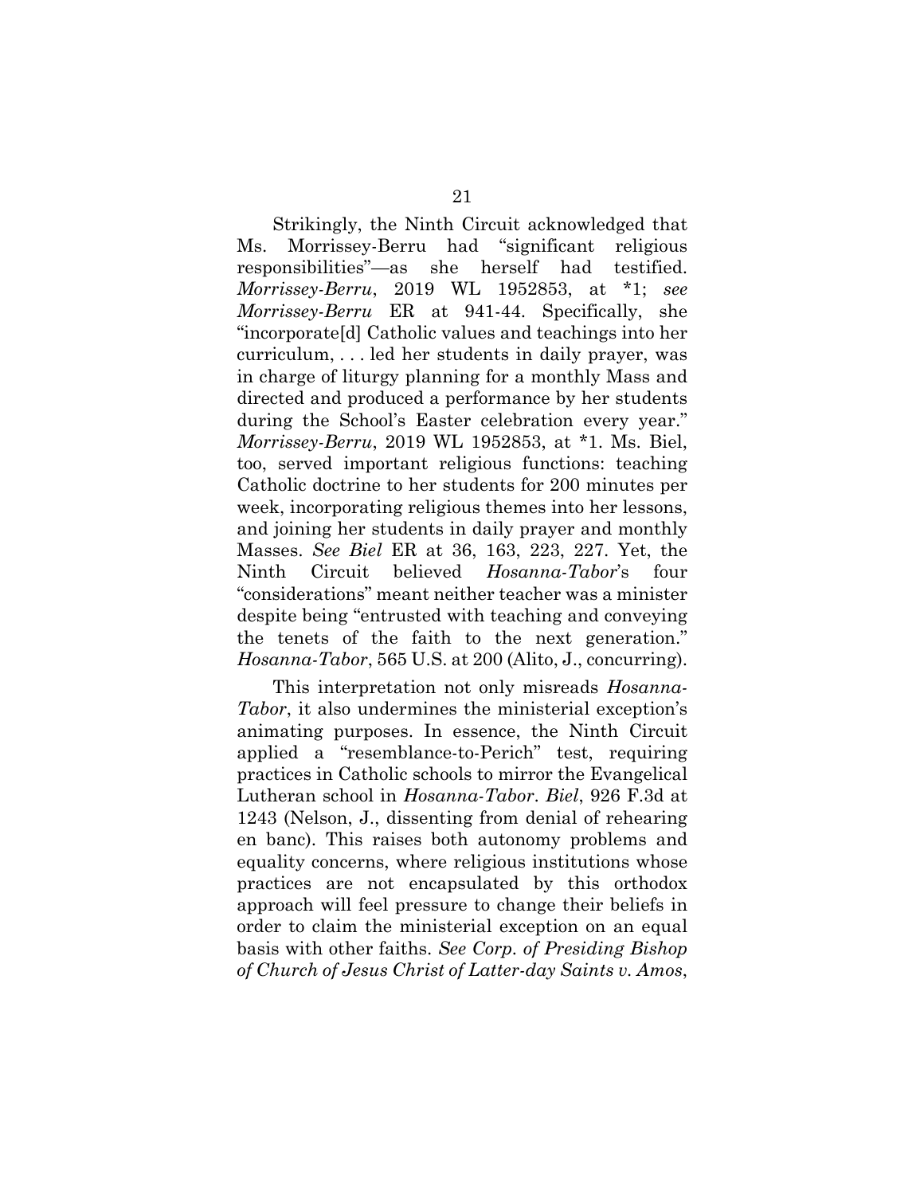Strikingly, the Ninth Circuit acknowledged that Ms. Morrissey-Berru had "significant religious responsibilities"—as she herself had testified. *Morrissey-Berru*, 2019 WL 1952853, at *1; *see Morrissey-Berru* ER at 941-44. Specifically, she "incorporate[d] Catholic values and teachings into her curriculum, . . . led her students in daily prayer, was in charge of liturgy planning for a monthly Mass and directed and produced a performance by her students during the School's Easter celebration every year." *Morrissey-Berru*, 2019 WL 1952853, at *1. Ms. Biel, too, served important religious functions: teaching Catholic doctrine to her students for 200 minutes per week, incorporating religious themes into her lessons, and joining her students in daily prayer and monthly Masses. *See Biel* ER at 36, 163, 223, 227. Yet, the Ninth Circuit believed *Hosanna-Tabor*'s four "considerations" meant neither teacher was a minister despite being "entrusted with teaching and conveying the tenets of the faith to the next generation." *Hosanna-Tabor*, 565 U.S. at 200 (Alito, J., concurring).

This interpretation not only misreads *Hosanna-Tabor*, it also undermines the ministerial exception's animating purposes. In essence, the Ninth Circuit applied a "resemblance-to-Perich" test, requiring practices in Catholic schools to mirror the Evangelical Lutheran school in *Hosanna-Tabor*. *Biel*, 926 F.3d at 1243 (Nelson, J., dissenting from denial of rehearing en banc). This raises both autonomy problems and equality concerns, where religious institutions whose practices are not encapsulated by this orthodox approach will feel pressure to change their beliefs in order to claim the ministerial exception on an equal basis with other faiths. *See Corp. of Presiding Bishop of Church of Jesus Christ of Latter-day Saints v. Amos*,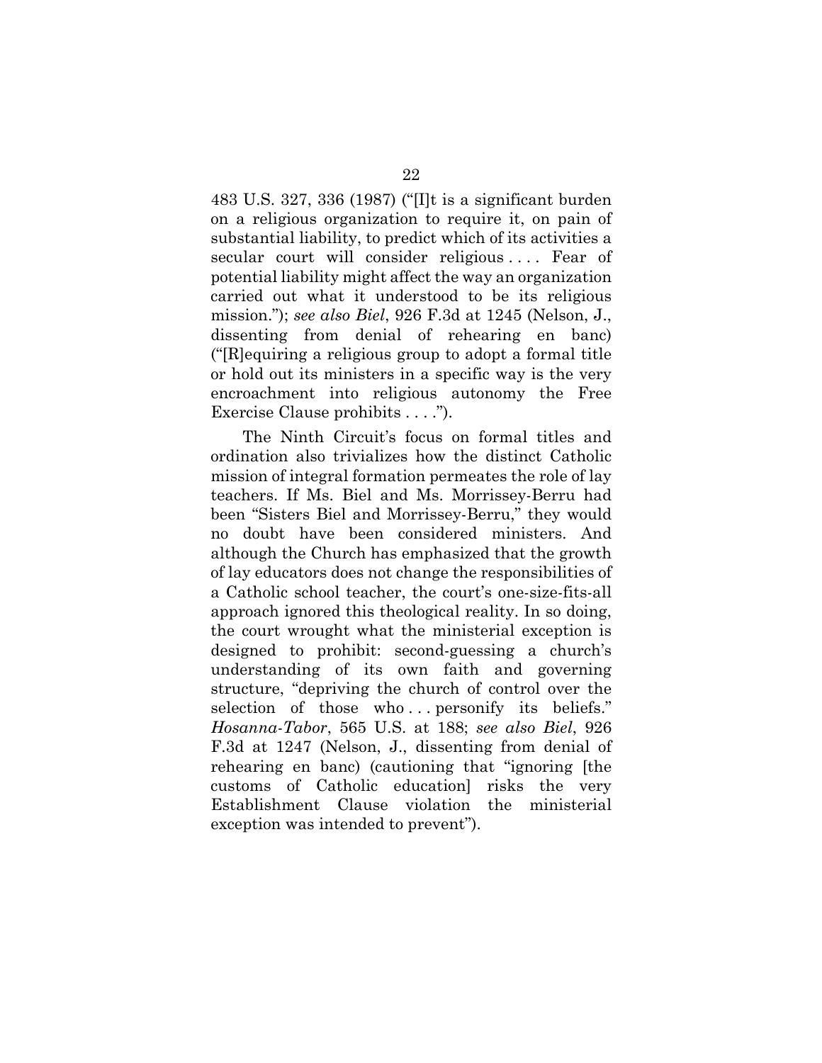483 U.S. 327, 336 (1987) ("[I]t is a significant burden on a religious organization to require it, on pain of substantial liability, to predict which of its activities a secular court will consider religious . . . . Fear of potential liability might affect the way an organization carried out what it understood to be its religious mission."); *see also Biel*, 926 F.3d at 1245 (Nelson, J., dissenting from denial of rehearing en banc) ("[R]equiring a religious group to adopt a formal title or hold out its ministers in a specific way is the very encroachment into religious autonomy the Free Exercise Clause prohibits . . . .").

The Ninth Circuit's focus on formal titles and ordination also trivializes how the distinct Catholic mission of integral formation permeates the role of lay teachers. If Ms. Biel and Ms. Morrissey-Berru had been "Sisters Biel and Morrissey-Berru," they would no doubt have been considered ministers. And although the Church has emphasized that the growth of lay educators does not change the responsibilities of a Catholic school teacher, the court's one-size-fits-all approach ignored this theological reality. In so doing, the court wrought what the ministerial exception is designed to prohibit: second-guessing a church's understanding of its own faith and governing structure, "depriving the church of control over the selection of those who . . . personify its beliefs." *Hosanna-Tabor*, 565 U.S. at 188; *see also Biel*, 926 F.3d at 1247 (Nelson, J., dissenting from denial of rehearing en banc) (cautioning that "ignoring [the customs of Catholic education] risks the very Establishment Clause violation the ministerial exception was intended to prevent").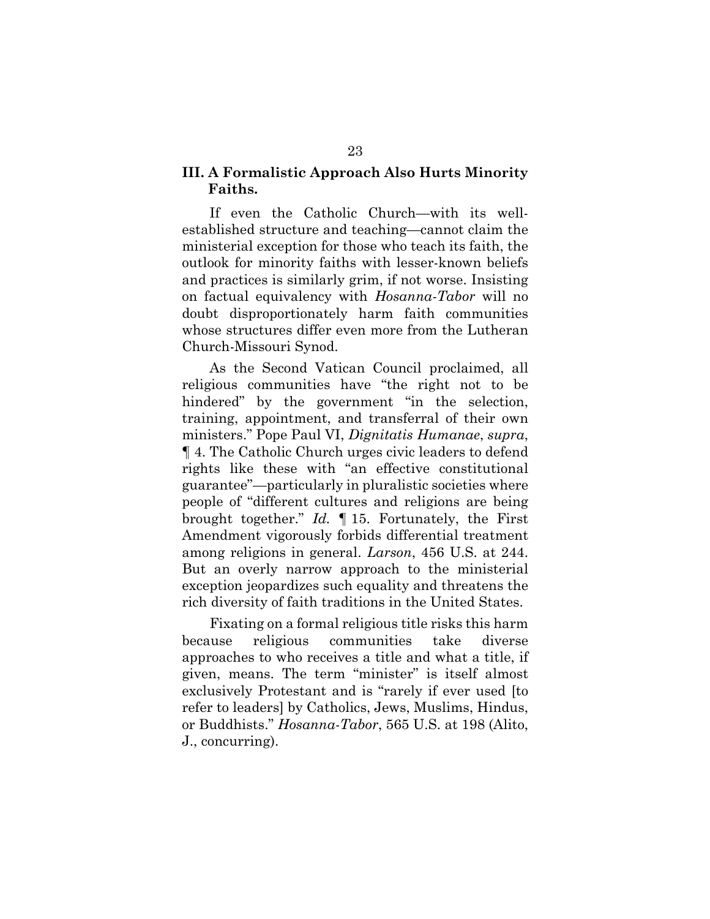### III. A Formalistic Approach Also Hurts Minority Faiths.

If even the Catholic Church—with its well-established structure and teaching—cannot claim the ministerial exception for those who teach its faith, the outlook for minority faiths with lesser-known beliefs and practices is similarly grim, if not worse. Insisting on factual equivalency with *Hosanna-Tabor* will no doubt disproportionately harm faith communities whose structures differ even more from the Lutheran Church-Missouri Synod.

As the Second Vatican Council proclaimed, all religious communities have "the right not to be hindered" by the government "in the selection, training, appointment, and transferral of their own ministers." Pope Paul VI, *Dignitatis Humanae*, *supra*, ¶ 4. The Catholic Church urges civic leaders to defend rights like these with "an effective constitutional guarantee"—particularly in pluralistic societies where people of "different cultures and religions are being brought together." *Id.* ¶ 15. Fortunately, the First Amendment vigorously forbids differential treatment among religions in general. *Larson*, 456 U.S. at 244. But an overly narrow approach to the ministerial exception jeopardizes such equality and threatens the rich diversity of faith traditions in the United States.

Fixating on a formal religious title risks this harm because religious communities take diverse approaches to who receives a title and what a title, if given, means. The term "minister" is itself almost exclusively Protestant and is "rarely if ever used [to refer to leaders] by Catholics, Jews, Muslims, Hindus, or Buddhists." *Hosanna-Tabor*, 565 U.S. at 198 (Alito, J., concurring).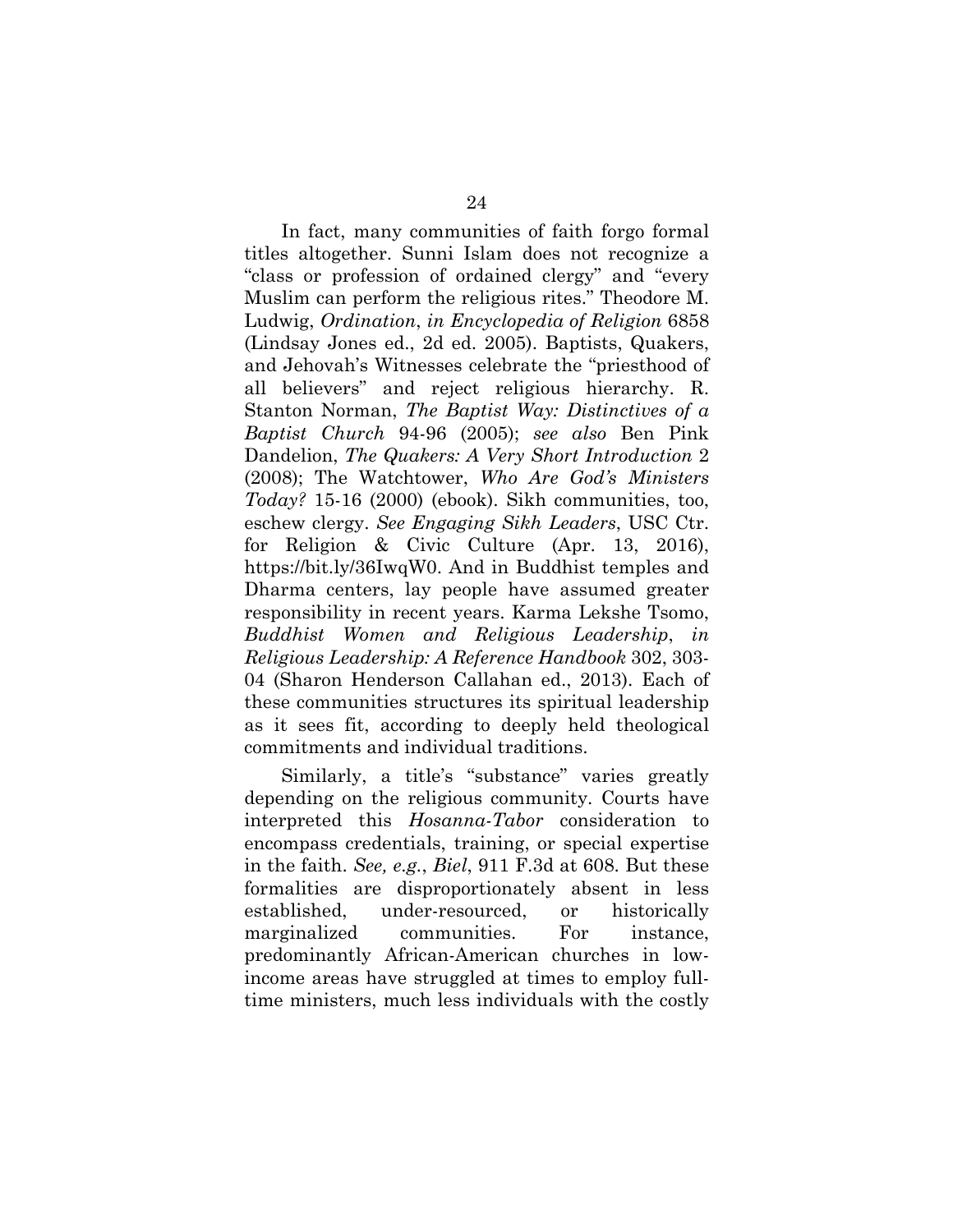In fact, many communities of faith forgo formal titles altogether. Sunni Islam does not recognize a "class or profession of ordained clergy" and "every Muslim can perform the religious rites." Theodore M. Ludwig, *Ordination*, *in Encyclopedia of Religion* 6858 (Lindsay Jones ed., 2d ed. 2005). Baptists, Quakers, and Jehovah's Witnesses celebrate the "priesthood of all believers" and reject religious hierarchy. R. Stanton Norman, *The Baptist Way: Distinctives of a Baptist Church* 94-96 (2005); *see also* Ben Pink Dandelion, *The Quakers: A Very Short Introduction* 2 (2008); The Watchtower, *Who Are God's Ministers Today?* 15-16 (2000) (ebook). Sikh communities, too, eschew clergy. *See Engaging Sikh Leaders*, USC Ctr. for Religion & Civic Culture (Apr. 13, 2016), https://bit.ly/36IwqW0. And in Buddhist temples and Dharma centers, lay people have assumed greater responsibility in recent years. Karma Lekshe Tsomo, *Buddhist Women and Religious Leadership*, *in Religious Leadership: A Reference Handbook* 302, 303-04 (Sharon Henderson Callahan ed., 2013). Each of these communities structures its spiritual leadership as it sees fit, according to deeply held theological commitments and individual traditions.

Similarly, a title's "substance" varies greatly depending on the religious community. Courts have interpreted this *Hosanna-Tabor* consideration to encompass credentials, training, or special expertise in the faith. *See, e.g.*, *Biel*, 911 F.3d at 608. But these formalities are disproportionately absent in less established, under-resourced, or historically marginalized communities. For instance, predominantly African-American churches in low-income areas have struggled at times to employ full-time ministers, much less individuals with the costly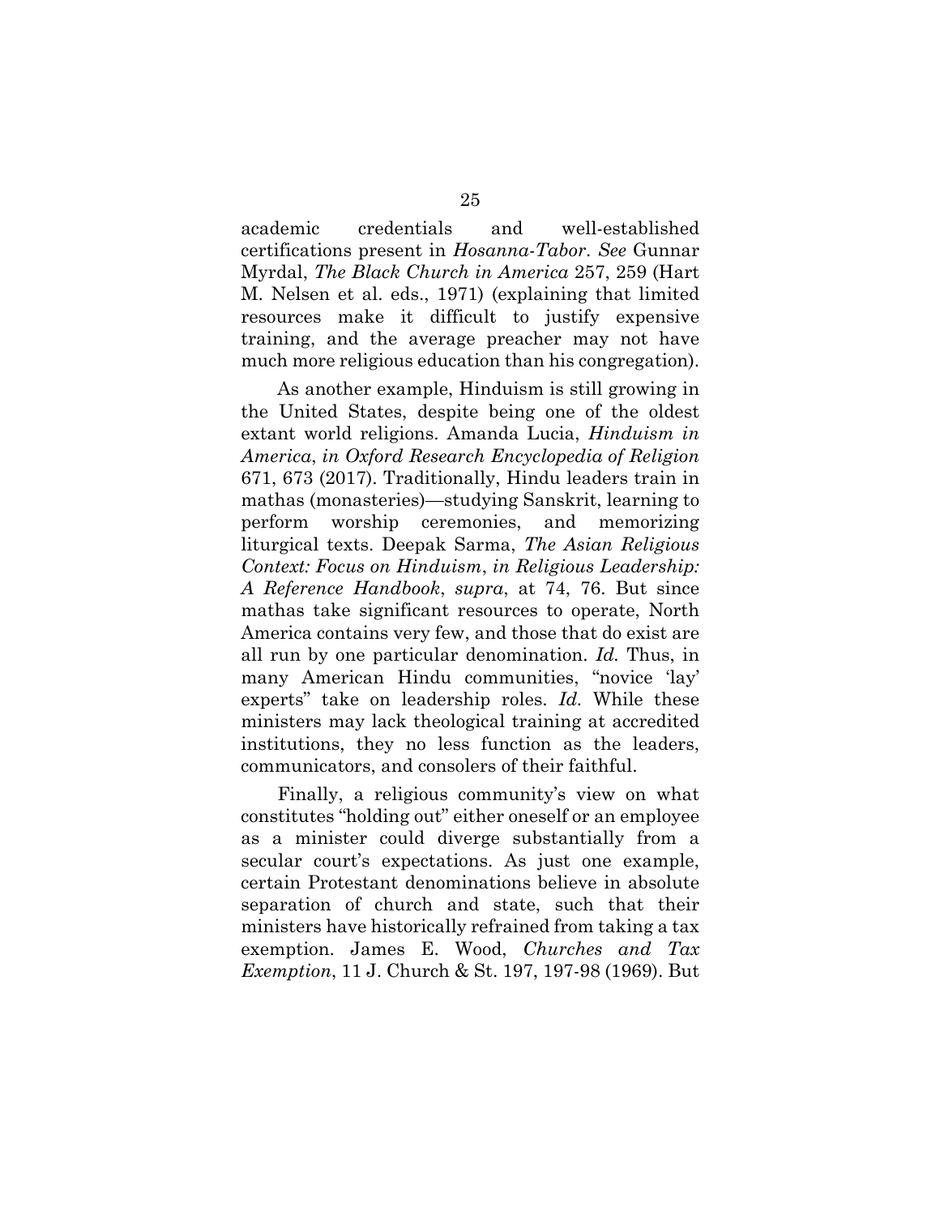academic credentials and well-established certifications present in *Hosanna-Tabor*. *See* Gunnar Myrdal, *The Black Church in America* 257, 259 (Hart M. Nelsen et al. eds., 1971) (explaining that limited resources make it difficult to justify expensive training, and the average preacher may not have much more religious education than his congregation).

As another example, Hinduism is still growing in the United States, despite being one of the oldest extant world religions. Amanda Lucia, *Hinduism in America*, *in Oxford Research Encyclopedia of Religion* 671, 673 (2017). Traditionally, Hindu leaders train in mathas (monasteries)—studying Sanskrit, learning to perform worship ceremonies, and memorizing liturgical texts. Deepak Sarma, *The Asian Religious Context: Focus on Hinduism*, *in Religious Leadership: A Reference Handbook*, *supra*, at 74, 76. But since mathas take significant resources to operate, North America contains very few, and those that do exist are all run by one particular denomination. *Id.* Thus, in many American Hindu communities, "novice 'lay' experts" take on leadership roles. *Id.* While these ministers may lack theological training at accredited institutions, they no less function as the leaders, communicators, and consolers of their faithful.

Finally, a religious community's view on what constitutes "holding out" either oneself or an employee as a minister could diverge substantially from a secular court's expectations. As just one example, certain Protestant denominations believe in absolute separation of church and state, such that their ministers have historically refrained from taking a tax exemption. James E. Wood, *Churches and Tax Exemption*, 11 J. Church & St. 197, 197-98 (1969). But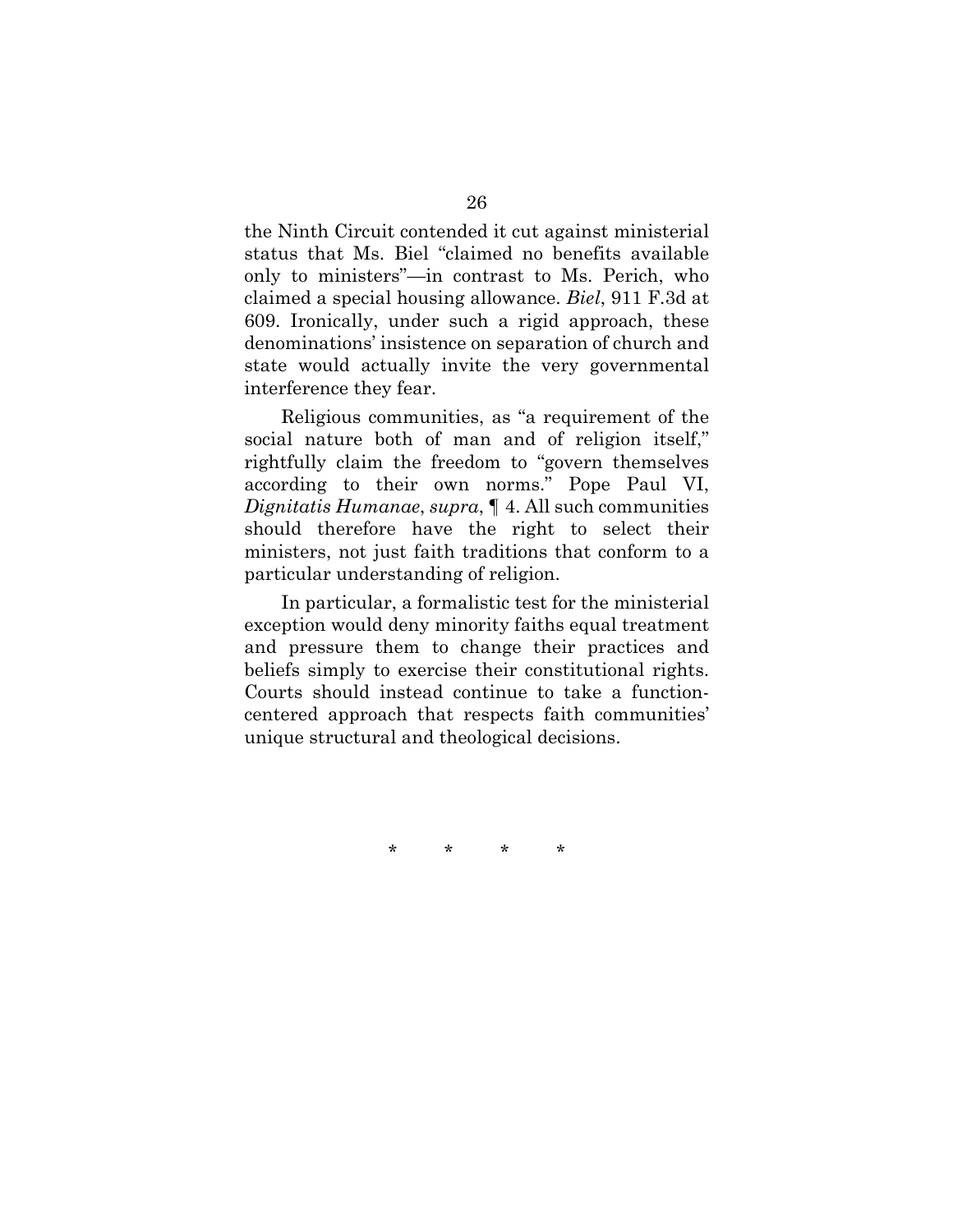the Ninth Circuit contended it cut against ministerial status that Ms. Biel "claimed no benefits available only to ministers"—in contrast to Ms. Perich, who claimed a special housing allowance. *Biel*, 911 F.3d at 609. Ironically, under such a rigid approach, these denominations' insistence on separation of church and state would actually invite the very governmental interference they fear.

Religious communities, as "a requirement of the social nature both of man and of religion itself," rightfully claim the freedom to "govern themselves according to their own norms." Pope Paul VI, *Dignitatis Humanae*, *supra*, ¶ 4. All such communities should therefore have the right to select their ministers, not just faith traditions that conform to a particular understanding of religion.

In particular, a formalistic test for the ministerial exception would deny minority faiths equal treatment and pressure them to change their practices and beliefs simply to exercise their constitutional rights. Courts should instead continue to take a function-centered approach that respects faith communities' unique structural and theological decisions.

\* \* \* \*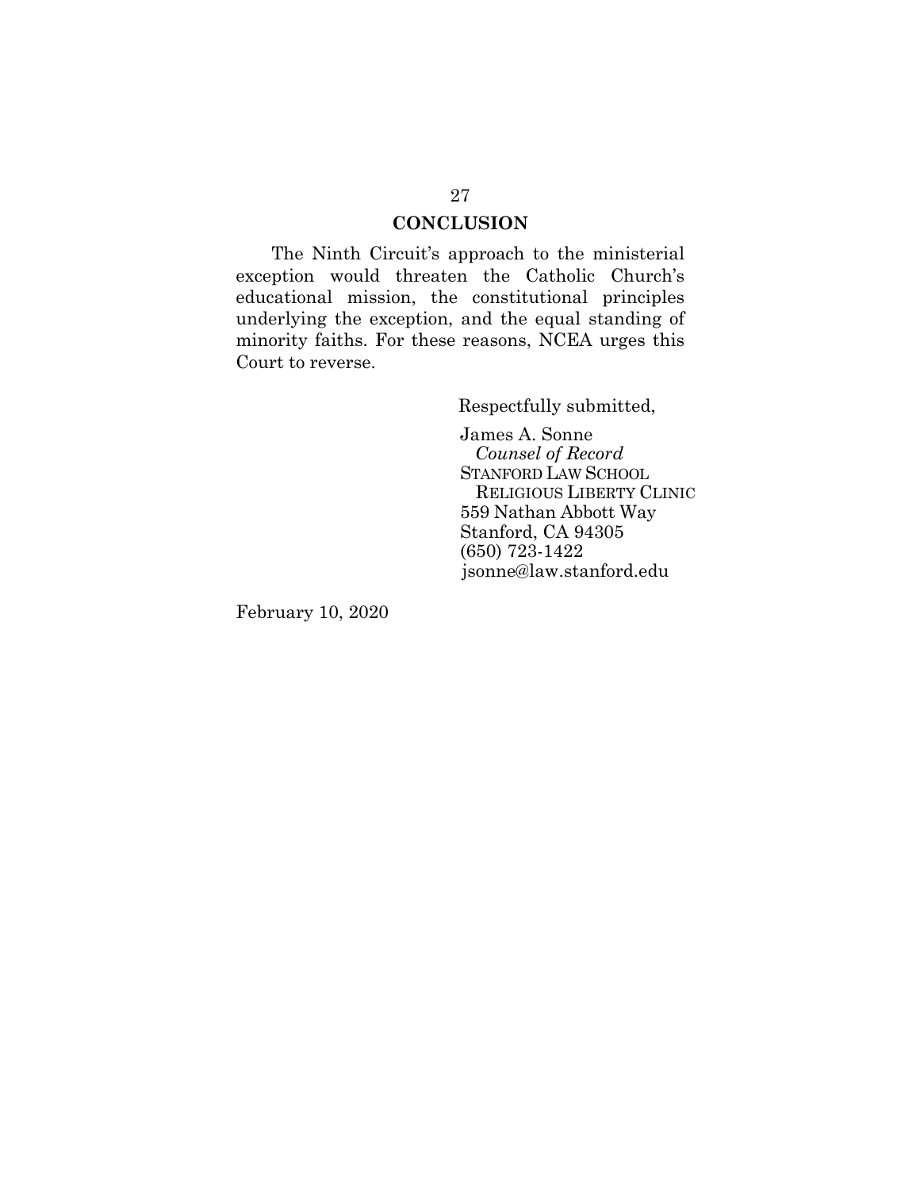## CONCLUSION

The Ninth Circuit's approach to the ministerial exception would threaten the Catholic Church's educational mission, the constitutional principles underlying the exception, and the equal standing of minority faiths. For these reasons, NCEA urges this Court to reverse.

Respectfully submitted,

James A. Sonne
*Counsel of Record*
STANFORD LAW SCHOOL
RELIGIOUS LIBERTY CLINIC
559 Nathan Abbott Way
Stanford, CA 94305
(650) 723-1422
jsonne@law.stanford.edu

February 10, 2020